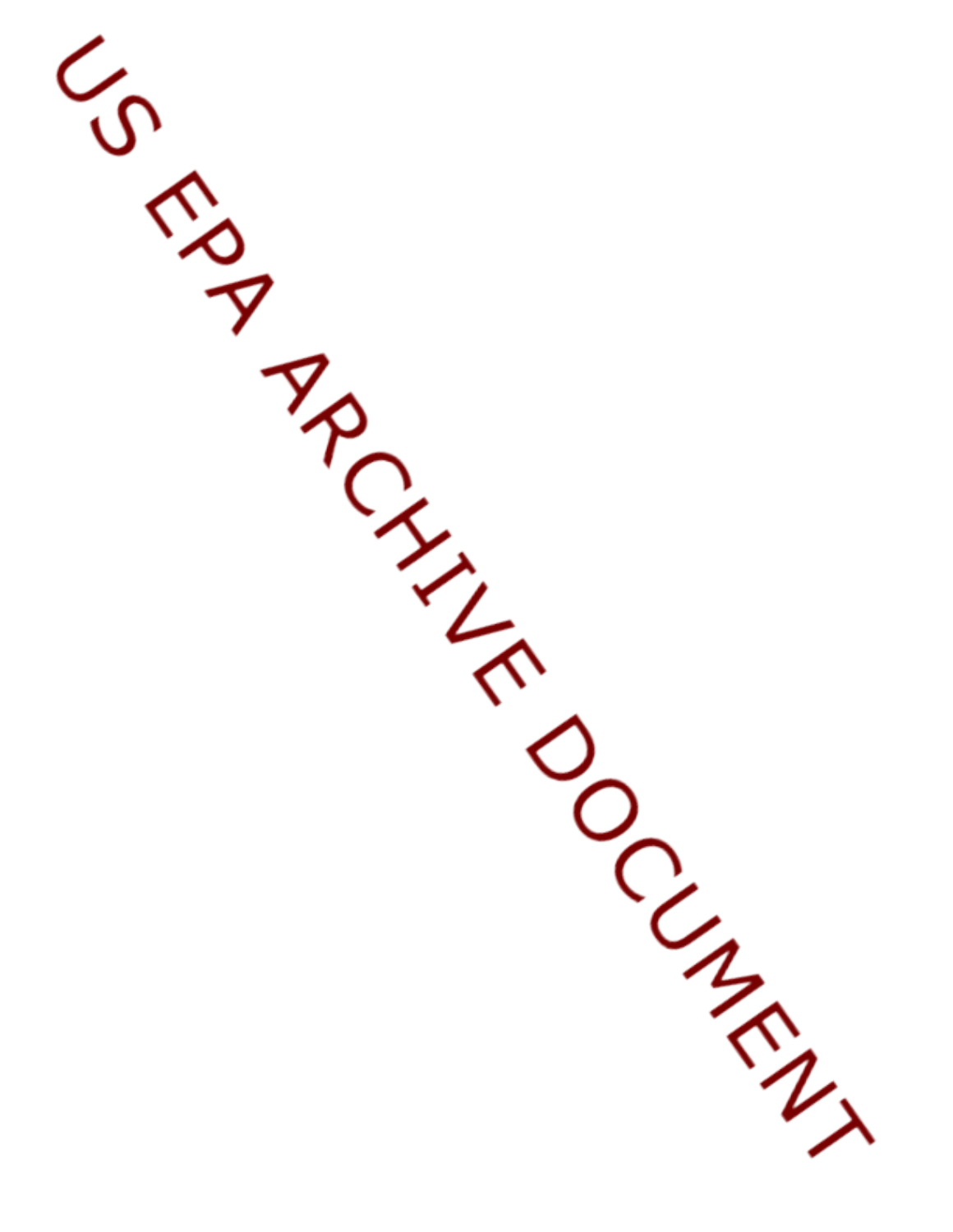US EPA ARCHIVE DOCUMENT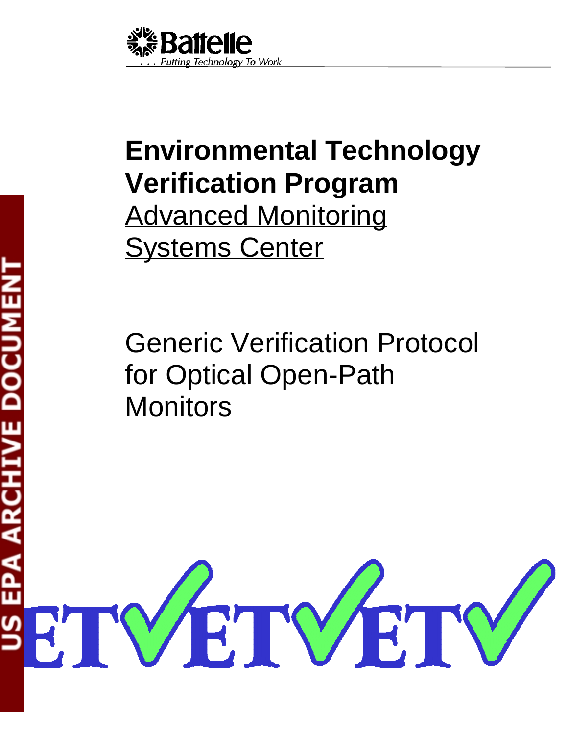Battelle

. . . Putting Technology To Work

# Environmental Technology Verification Program

## Advanced Monitoring Systems Center

Generic Verification Protocol for Optical Open-Path Monitors

US EPA ARCHIVE DOCUMENT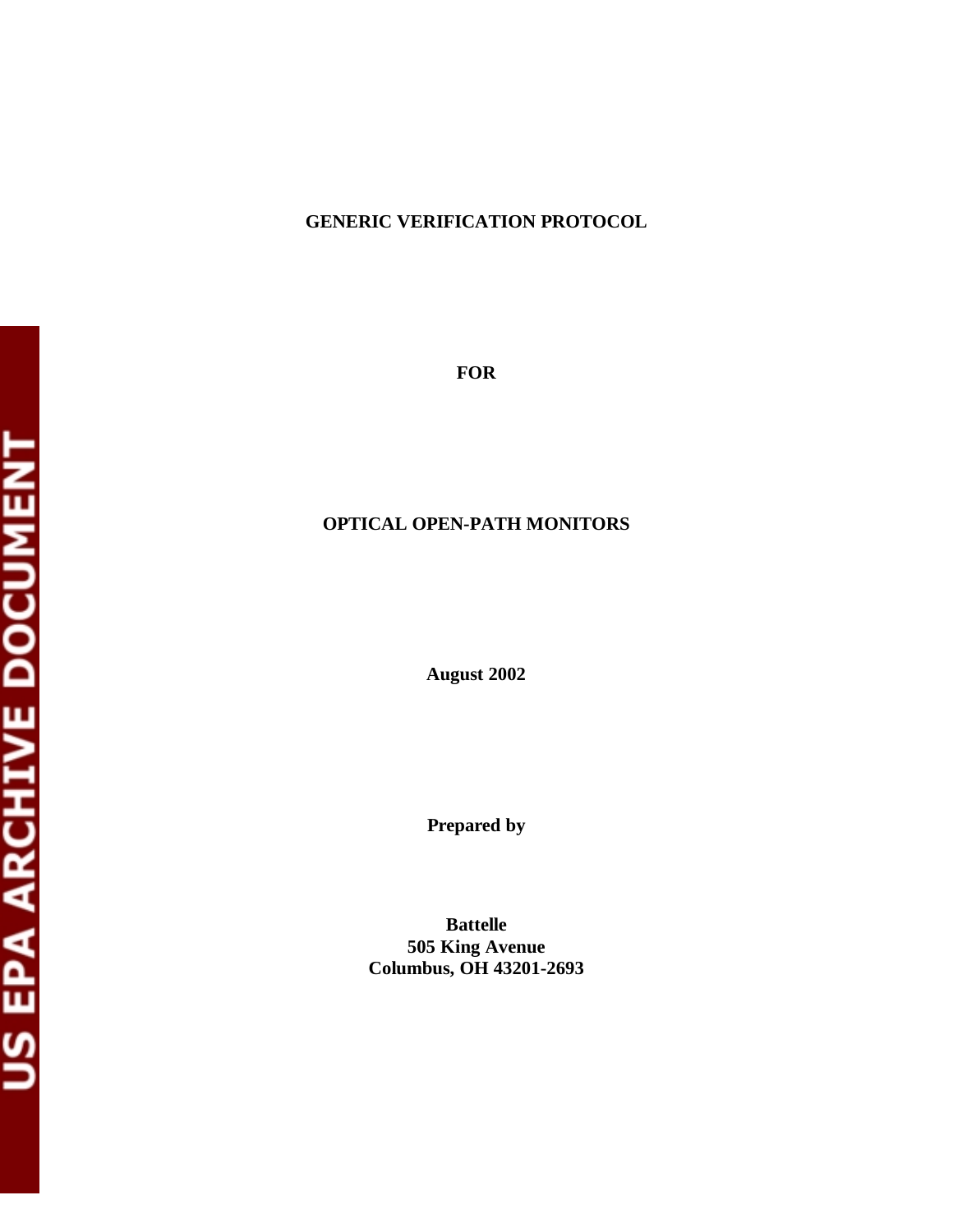**GENERIC VERIFICATION PROTOCOL**

**FOR**

**OPTICAL OPEN-PATH MONITORS**

**August 2002**

**Prepared by**

**Battelle**
**505 King Avenue**
**Columbus, OH 43201-2693**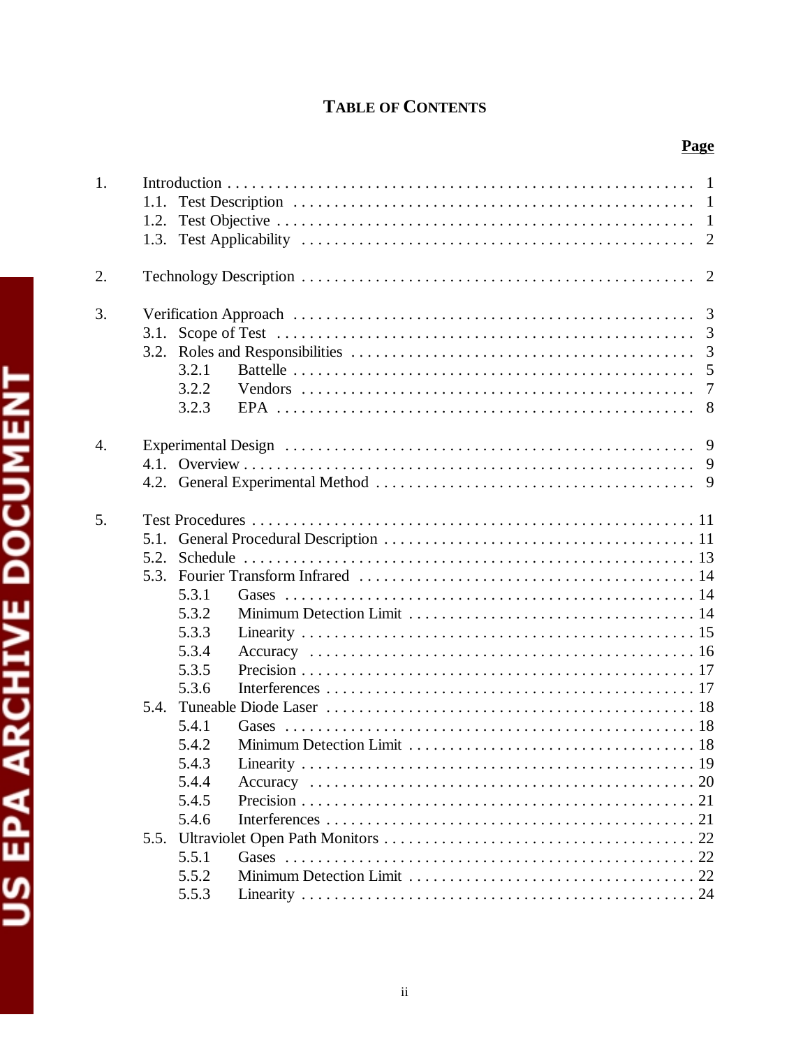# TABLE OF CONTENTS

| | | Page |
|---|---|---|
| 1. | Introduction | 1 |
| | 1.1. Test Description | 1 |
| | 1.2. Test Objective | 1 |
| | 1.3. Test Applicability | 2 |
| 2. | Technology Description | 2 |
| 3. | Verification Approach | 3 |
| | 3.1. Scope of Test | 3 |
| | 3.2. Roles and Responsibilities | 3 |
| | 3.2.1 Battelle | 5 |
| | 3.2.2 Vendors | 7 |
| | 3.2.3 EPA | 8 |
| 4. | Experimental Design | 9 |
| | 4.1. Overview | 9 |
| | 4.2. General Experimental Method | 9 |
| 5. | Test Procedures | 11 |
| | 5.1. General Procedural Description | 11 |
| | 5.2. Schedule | 13 |
| | 5.3. Fourier Transform Infrared | 14 |
| | 5.3.1 Gases | 14 |
| | 5.3.2 Minimum Detection Limit | 14 |
| | 5.3.3 Linearity | 15 |
| | 5.3.4 Accuracy | 16 |
| | 5.3.5 Precision | 17 |
| | 5.3.6 Interferences | 17 |
| | 5.4. Tuneable Diode Laser | 18 |
| | 5.4.1 Gases | 18 |
| | 5.4.2 Minimum Detection Limit | 18 |
| | 5.4.3 Linearity | 19 |
| | 5.4.4 Accuracy | 20 |
| | 5.4.5 Precision | 21 |
| | 5.4.6 Interferences | 21 |
| | 5.5. Ultraviolet Open Path Monitors | 22 |
| | 5.5.1 Gases | 22 |
| | 5.5.2 Minimum Detection Limit | 22 |
| | 5.5.3 Linearity | 24 |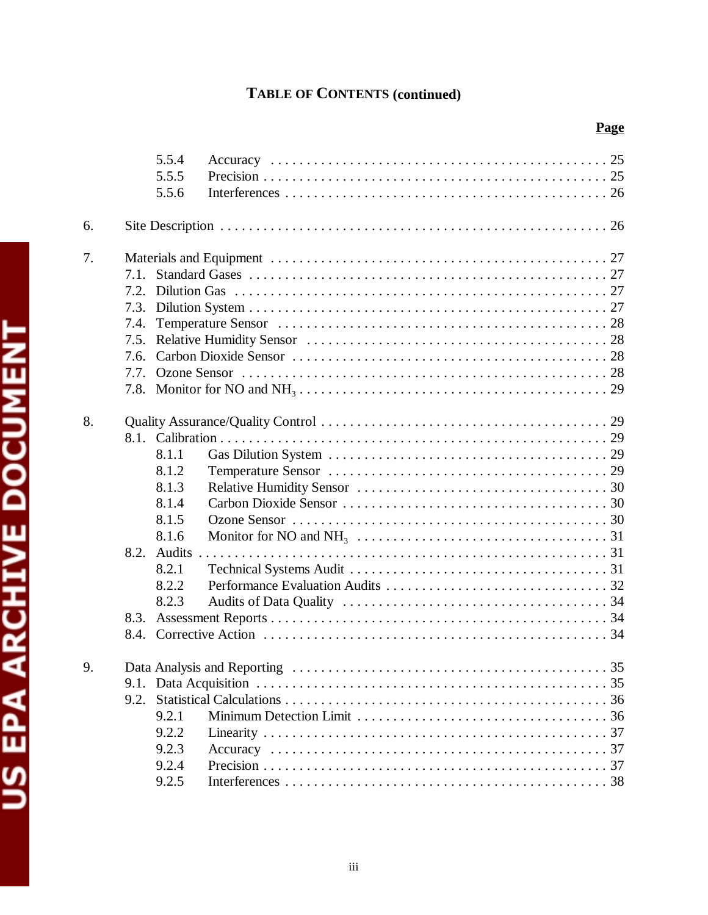**TABLE OF CONTENTS (continued)**

| | | Page |
|---|---|---|
| 5.5.4 | Accuracy | 25 |
| 5.5.5 | Precision | 25 |
| 5.5.6 | Interferences | 26 |
| 6. | Site Description | 26 |
| 7. | Materials and Equipment | 27 |
| 7.1. | Standard Gases | 27 |
| 7.2. | Dilution Gas | 27 |
| 7.3. | Dilution System | 27 |
| 7.4. | Temperature Sensor | 28 |
| 7.5. | Relative Humidity Sensor | 28 |
| 7.6. | Carbon Dioxide Sensor | 28 |
| 7.7. | Ozone Sensor | 28 |
| 7.8. | Monitor for NO and $NH_3$ | 29 |
| 8. | Quality Assurance/Quality Control | 29 |
| 8.1. | Calibration | 29 |
| 8.1.1 | Gas Dilution System | 29 |
| 8.1.2 | Temperature Sensor | 29 |
| 8.1.3 | Relative Humidity Sensor | 30 |
| 8.1.4 | Carbon Dioxide Sensor | 30 |
| 8.1.5 | Ozone Sensor | 30 |
| 8.1.6 | Monitor for NO and $NH_3$ | 31 |
| 8.2. | Audits | 31 |
| 8.2.1 | Technical Systems Audit | 31 |
| 8.2.2 | Performance Evaluation Audits | 32 |
| 8.2.3 | Audits of Data Quality | 34 |
| 8.3. | Assessment Reports | 34 |
| 8.4. | Corrective Action | 34 |
| 9. | Data Analysis and Reporting | 35 |
| 9.1. | Data Acquisition | 35 |
| 9.2. | Statistical Calculations | 36 |
| 9.2.1 | Minimum Detection Limit | 36 |
| 9.2.2 | Linearity | 37 |
| 9.2.3 | Accuracy | 37 |
| 9.2.4 | Precision | 37 |
| 9.2.5 | Interferences | 38 |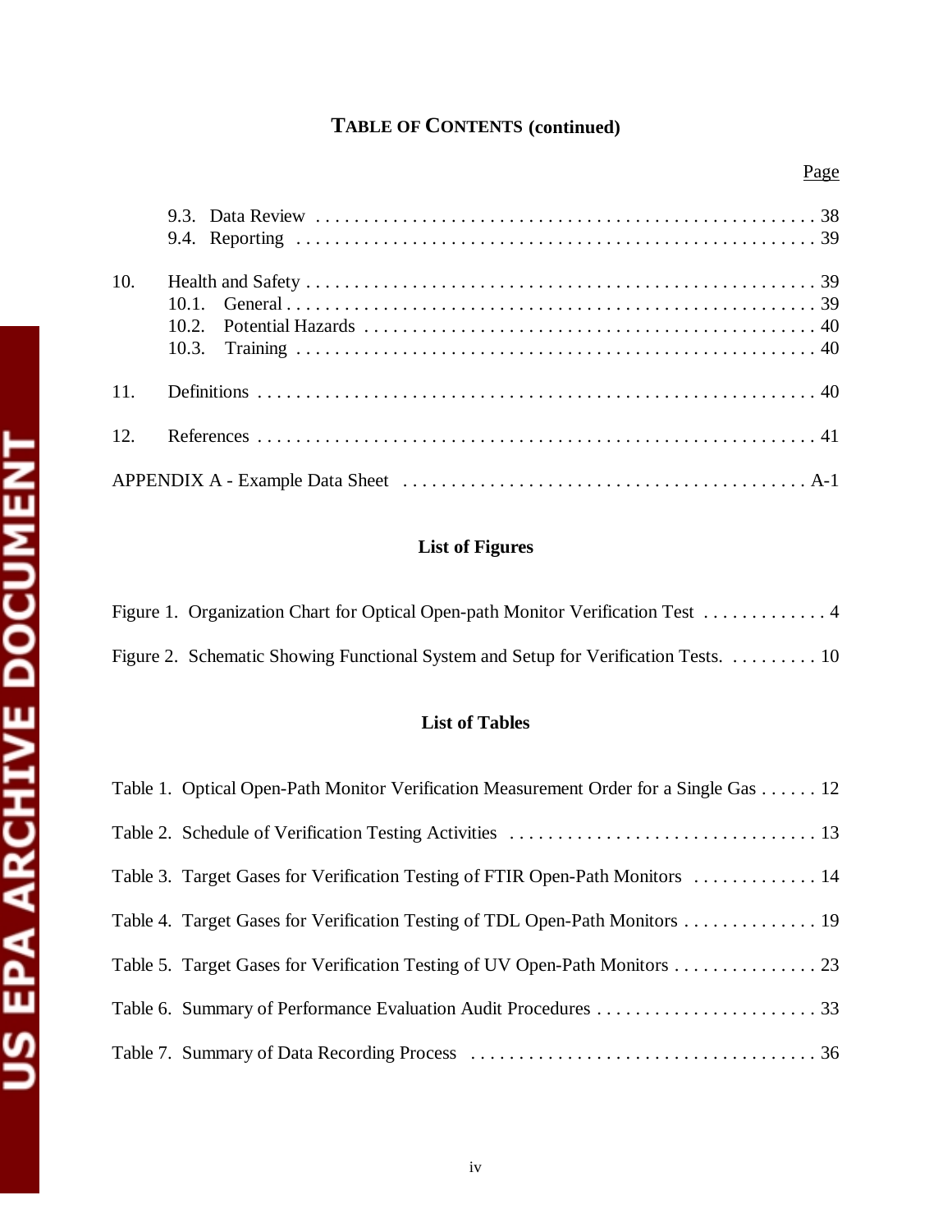# TABLE OF CONTENTS (continued)

| | Page |
|---|---|
| 9.3. Data Review | 38 |
| 9.4. Reporting | 39 |
| 10. Health and Safety | 39 |
| 10.1. General | 39 |
| 10.2. Potential Hazards | 40 |
| 10.3. Training | 40 |
| 11. Definitions | 40 |
| 12. References | 41 |
| APPENDIX A - Example Data Sheet | A-1 |

## List of Figures

| | |
|---|---|
| Figure 1. Organization Chart for Optical Open-path Monitor Verification Test | 4 |
| Figure 2. Schematic Showing Functional System and Setup for Verification Tests. | 10 |

## List of Tables

| | |
|---|---|
| Table 1. Optical Open-Path Monitor Verification Measurement Order for a Single Gas | 12 |
| Table 2. Schedule of Verification Testing Activities | 13 |
| Table 3. Target Gases for Verification Testing of FTIR Open-Path Monitors | 14 |
| Table 4. Target Gases for Verification Testing of TDL Open-Path Monitors | 19 |
| Table 5. Target Gases for Verification Testing of UV Open-Path Monitors | 23 |
| Table 6. Summary of Performance Evaluation Audit Procedures | 33 |
| Table 7. Summary of Data Recording Process | 36 |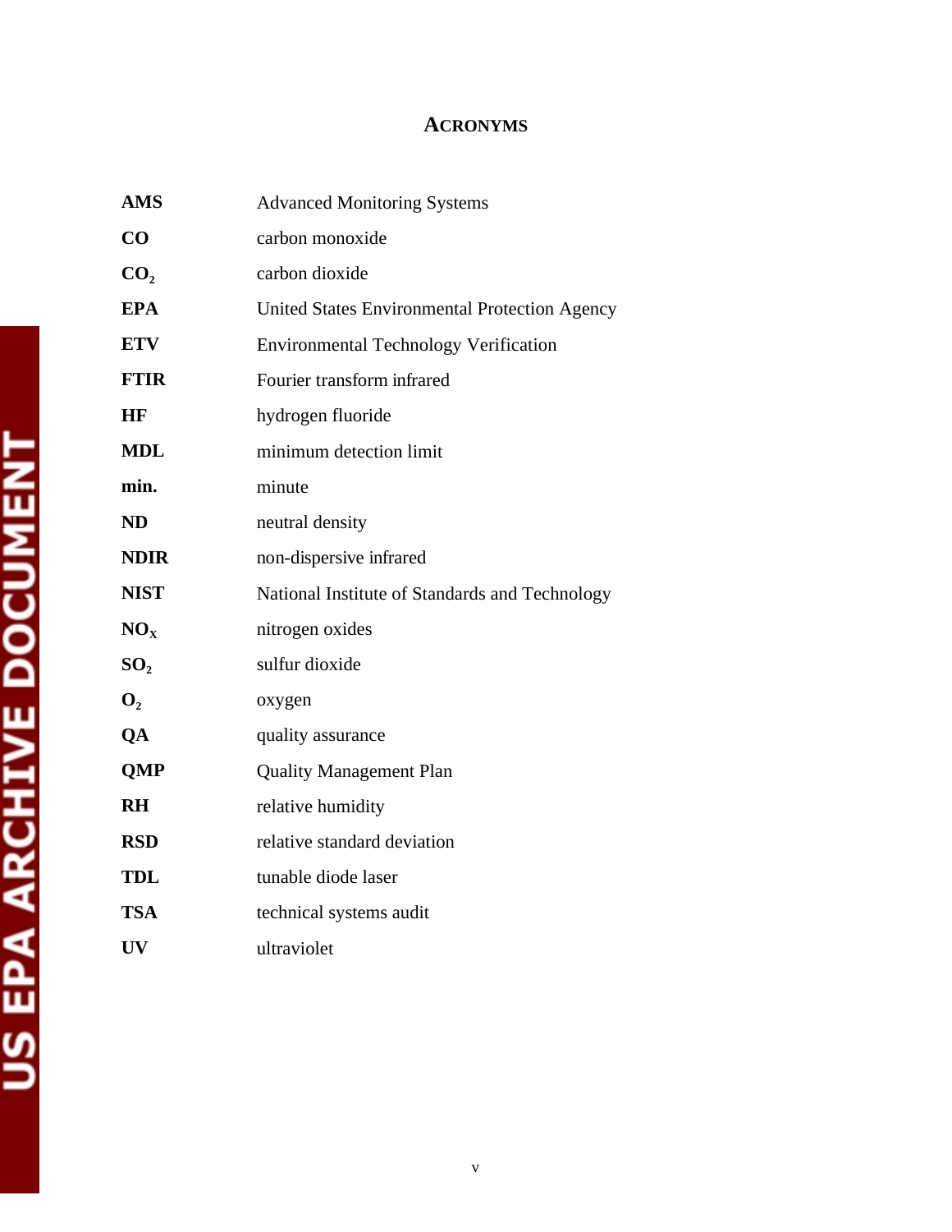## ACRONYMS

| | |
|---|---|
| **AMS** | Advanced Monitoring Systems |
| **CO** | carbon monoxide |
| **$CO_2$** | carbon dioxide |
| **EPA** | United States Environmental Protection Agency |
| **ETV** | Environmental Technology Verification |
| **FTIR** | Fourier transform infrared |
| **HF** | hydrogen fluoride |
| **MDL** | minimum detection limit |
| **min.** | minute |
| **ND** | neutral density |
| **NDIR** | non-dispersive infrared |
| **NIST** | National Institute of Standards and Technology |
| **$NO_X$** | nitrogen oxides |
| **$SO_2$** | sulfur dioxide |
| **$O_2$** | oxygen |
| **QA** | quality assurance |
| **QMP** | Quality Management Plan |
| **RH** | relative humidity |
| **RSD** | relative standard deviation |
| **TDL** | tunable diode laser |
| **TSA** | technical systems audit |
| **UV** | ultraviolet |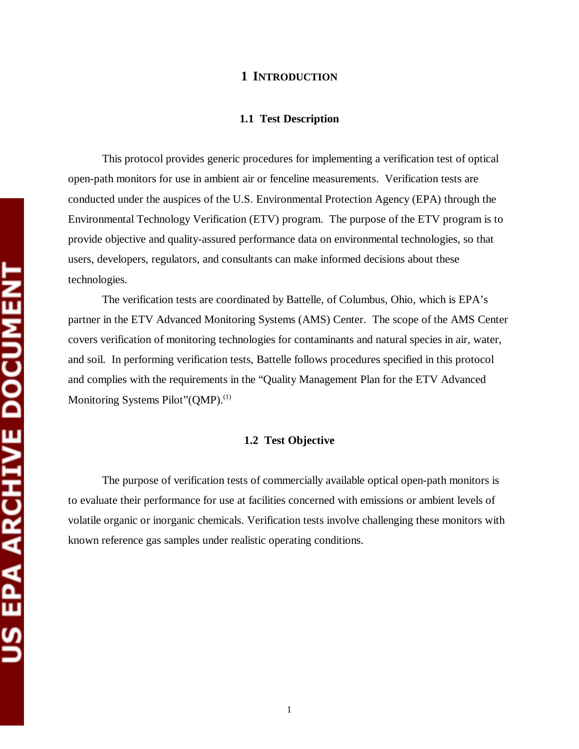# 1 INTRODUCTION

## 1.1 Test Description

This protocol provides generic procedures for implementing a verification test of optical open-path monitors for use in ambient air or fenceline measurements. Verification tests are conducted under the auspices of the U.S. Environmental Protection Agency (EPA) through the Environmental Technology Verification (ETV) program. The purpose of the ETV program is to provide objective and quality-assured performance data on environmental technologies, so that users, developers, regulators, and consultants can make informed decisions about these technologies.

The verification tests are coordinated by Battelle, of Columbus, Ohio, which is EPA's partner in the ETV Advanced Monitoring Systems (AMS) Center. The scope of the AMS Center covers verification of monitoring technologies for contaminants and natural species in air, water, and soil. In performing verification tests, Battelle follows procedures specified in this protocol and complies with the requirements in the "Quality Management Plan for the ETV Advanced Monitoring Systems Pilot"(QMP).(1)

## 1.2 Test Objective

The purpose of verification tests of commercially available optical open-path monitors is to evaluate their performance for use at facilities concerned with emissions or ambient levels of volatile organic or inorganic chemicals. Verification tests involve challenging these monitors with known reference gas samples under realistic operating conditions.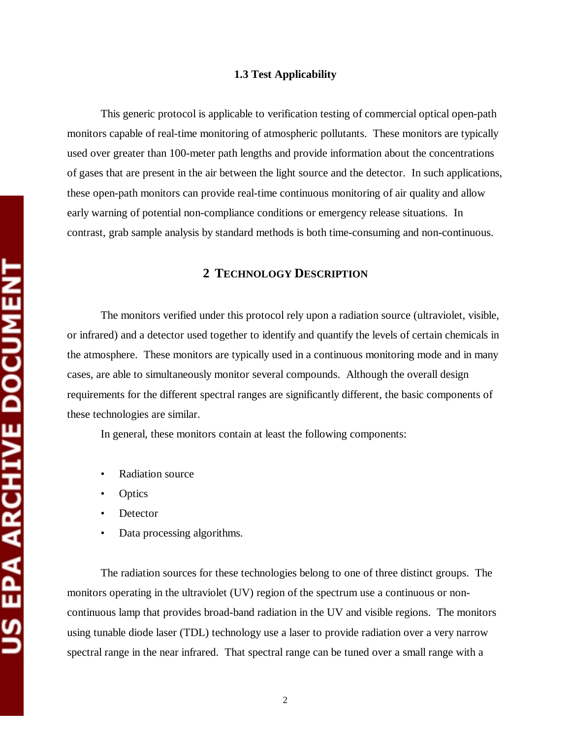### 1.3 Test Applicability

This generic protocol is applicable to verification testing of commercial optical open-path monitors capable of real-time monitoring of atmospheric pollutants. These monitors are typically used over greater than 100-meter path lengths and provide information about the concentrations of gases that are present in the air between the light source and the detector. In such applications, these open-path monitors can provide real-time continuous monitoring of air quality and allow early warning of potential non-compliance conditions or emergency release situations. In contrast, grab sample analysis by standard methods is both time-consuming and non-continuous.

## 2 TECHNOLOGY DESCRIPTION

The monitors verified under this protocol rely upon a radiation source (ultraviolet, visible, or infrared) and a detector used together to identify and quantify the levels of certain chemicals in the atmosphere. These monitors are typically used in a continuous monitoring mode and in many cases, are able to simultaneously monitor several compounds. Although the overall design requirements for the different spectral ranges are significantly different, the basic components of these technologies are similar.

In general, these monitors contain at least the following components:

- Radiation source
- Optics
- Detector
- Data processing algorithms.

The radiation sources for these technologies belong to one of three distinct groups. The monitors operating in the ultraviolet (UV) region of the spectrum use a continuous or non-continuous lamp that provides broad-band radiation in the UV and visible regions. The monitors using tunable diode laser (TDL) technology use a laser to provide radiation over a very narrow spectral range in the near infrared. That spectral range can be tuned over a small range with a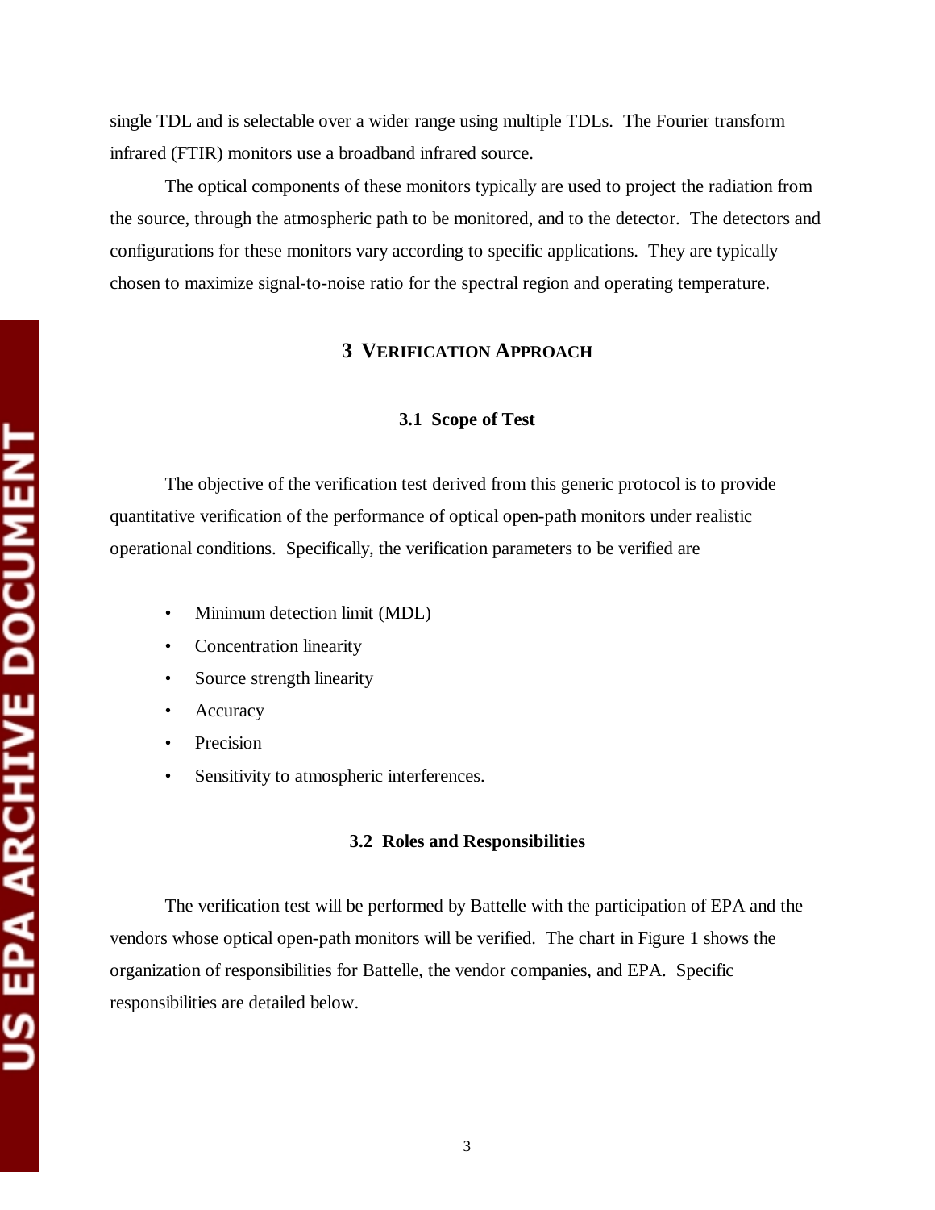single TDL and is selectable over a wider range using multiple TDLs. The Fourier transform infrared (FTIR) monitors use a broadband infrared source.

The optical components of these monitors typically are used to project the radiation from the source, through the atmospheric path to be monitored, and to the detector. The detectors and configurations for these monitors vary according to specific applications. They are typically chosen to maximize signal-to-noise ratio for the spectral region and operating temperature.

# 3 VERIFICATION APPROACH

## 3.1 Scope of Test

The objective of the verification test derived from this generic protocol is to provide quantitative verification of the performance of optical open-path monitors under realistic operational conditions. Specifically, the verification parameters to be verified are

- Minimum detection limit (MDL)
- Concentration linearity
- Source strength linearity
- Accuracy
- Precision
- Sensitivity to atmospheric interferences.

## 3.2 Roles and Responsibilities

The verification test will be performed by Battelle with the participation of EPA and the vendors whose optical open-path monitors will be verified. The chart in Figure 1 shows the organization of responsibilities for Battelle, the vendor companies, and EPA. Specific responsibilities are detailed below.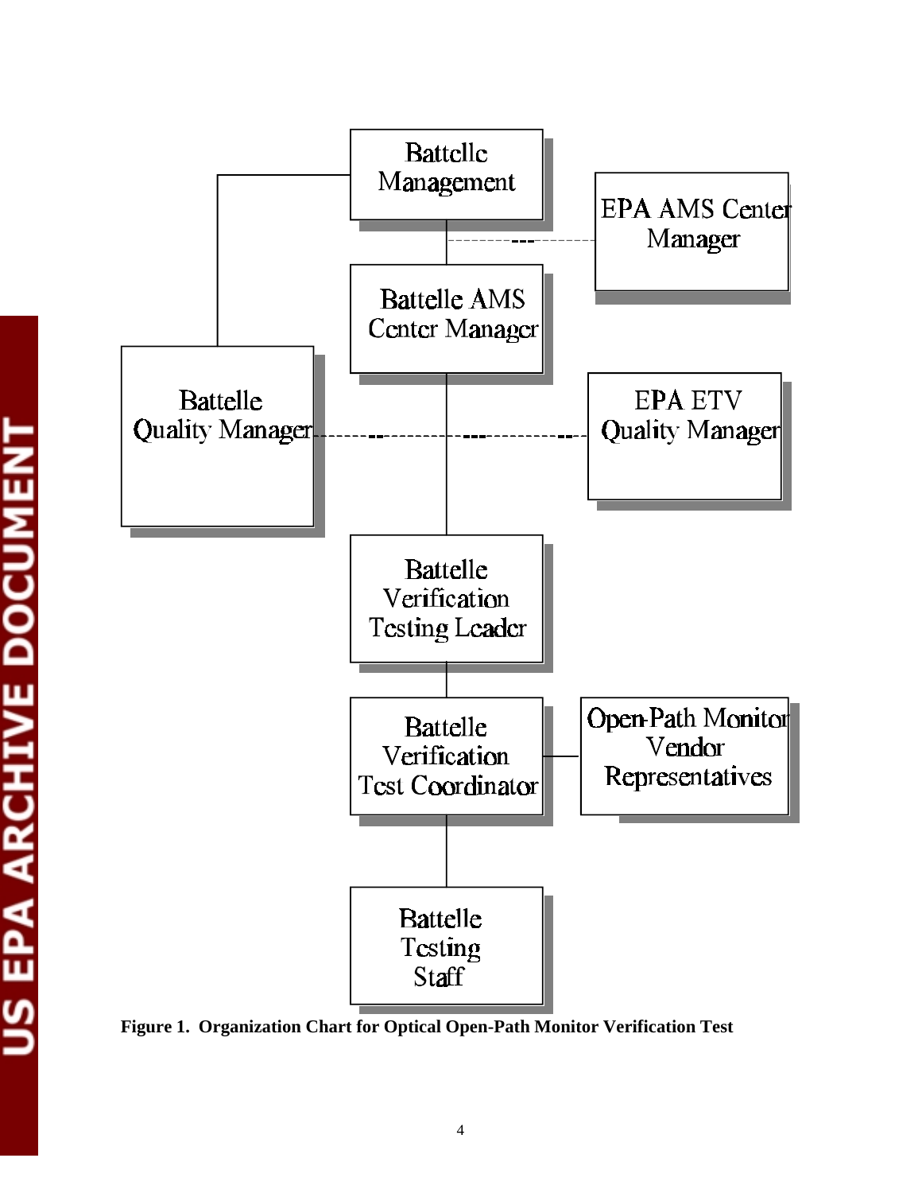Battelle Management

EPA AMS Center Manager

Battelle AMS Center Manager

Battelle Quality Manager

EPA ETV Quality Manager

Battelle Verification Testing Leader

Battelle Verification Test Coordinator

Open-Path Monitor Vendor Representatives

Battelle Testing Staff

**Figure 1. Organization Chart for Optical Open-Path Monitor Verification Test**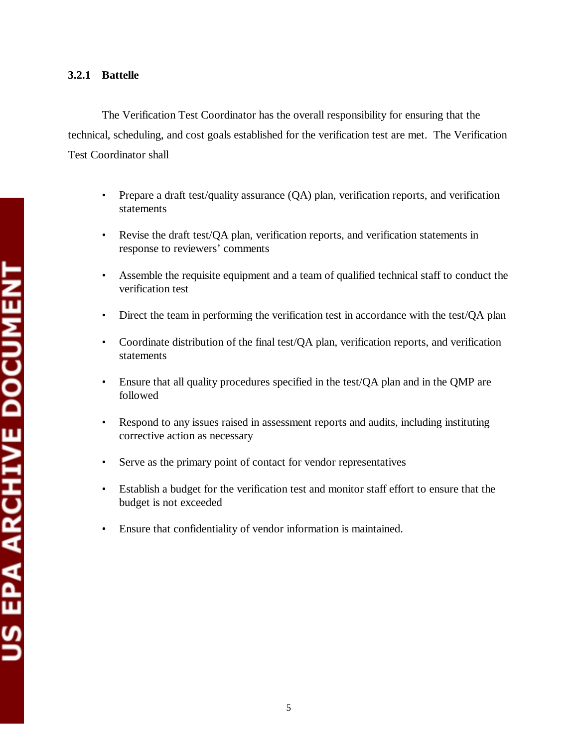### 3.2.1 Battelle

The Verification Test Coordinator has the overall responsibility for ensuring that the technical, scheduling, and cost goals established for the verification test are met. The Verification Test Coordinator shall

- Prepare a draft test/quality assurance (QA) plan, verification reports, and verification statements
- Revise the draft test/QA plan, verification reports, and verification statements in response to reviewers' comments
- Assemble the requisite equipment and a team of qualified technical staff to conduct the verification test
- Direct the team in performing the verification test in accordance with the test/QA plan
- Coordinate distribution of the final test/QA plan, verification reports, and verification statements
- Ensure that all quality procedures specified in the test/QA plan and in the QMP are followed
- Respond to any issues raised in assessment reports and audits, including instituting corrective action as necessary
- Serve as the primary point of contact for vendor representatives
- Establish a budget for the verification test and monitor staff effort to ensure that the budget is not exceeded
- Ensure that confidentiality of vendor information is maintained.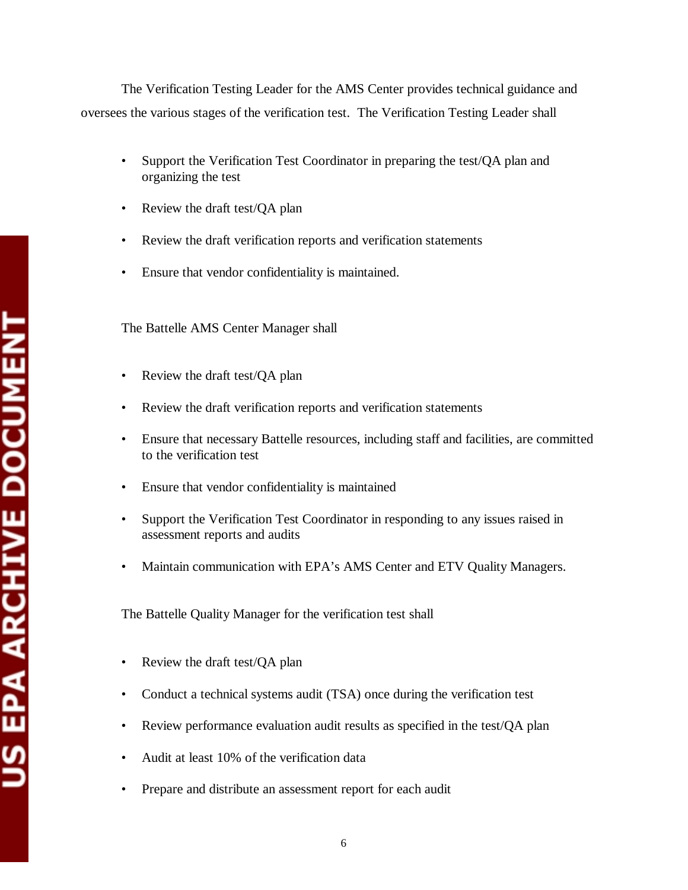The Verification Testing Leader for the AMS Center provides technical guidance and oversees the various stages of the verification test. The Verification Testing Leader shall

- Support the Verification Test Coordinator in preparing the test/QA plan and organizing the test
- Review the draft test/QA plan
- Review the draft verification reports and verification statements
- Ensure that vendor confidentiality is maintained.

The Battelle AMS Center Manager shall

- Review the draft test/QA plan
- Review the draft verification reports and verification statements
- Ensure that necessary Battelle resources, including staff and facilities, are committed to the verification test
- Ensure that vendor confidentiality is maintained
- Support the Verification Test Coordinator in responding to any issues raised in assessment reports and audits
- Maintain communication with EPA's AMS Center and ETV Quality Managers.

The Battelle Quality Manager for the verification test shall

- Review the draft test/QA plan
- Conduct a technical systems audit (TSA) once during the verification test
- Review performance evaluation audit results as specified in the test/QA plan
- Audit at least 10% of the verification data
- Prepare and distribute an assessment report for each audit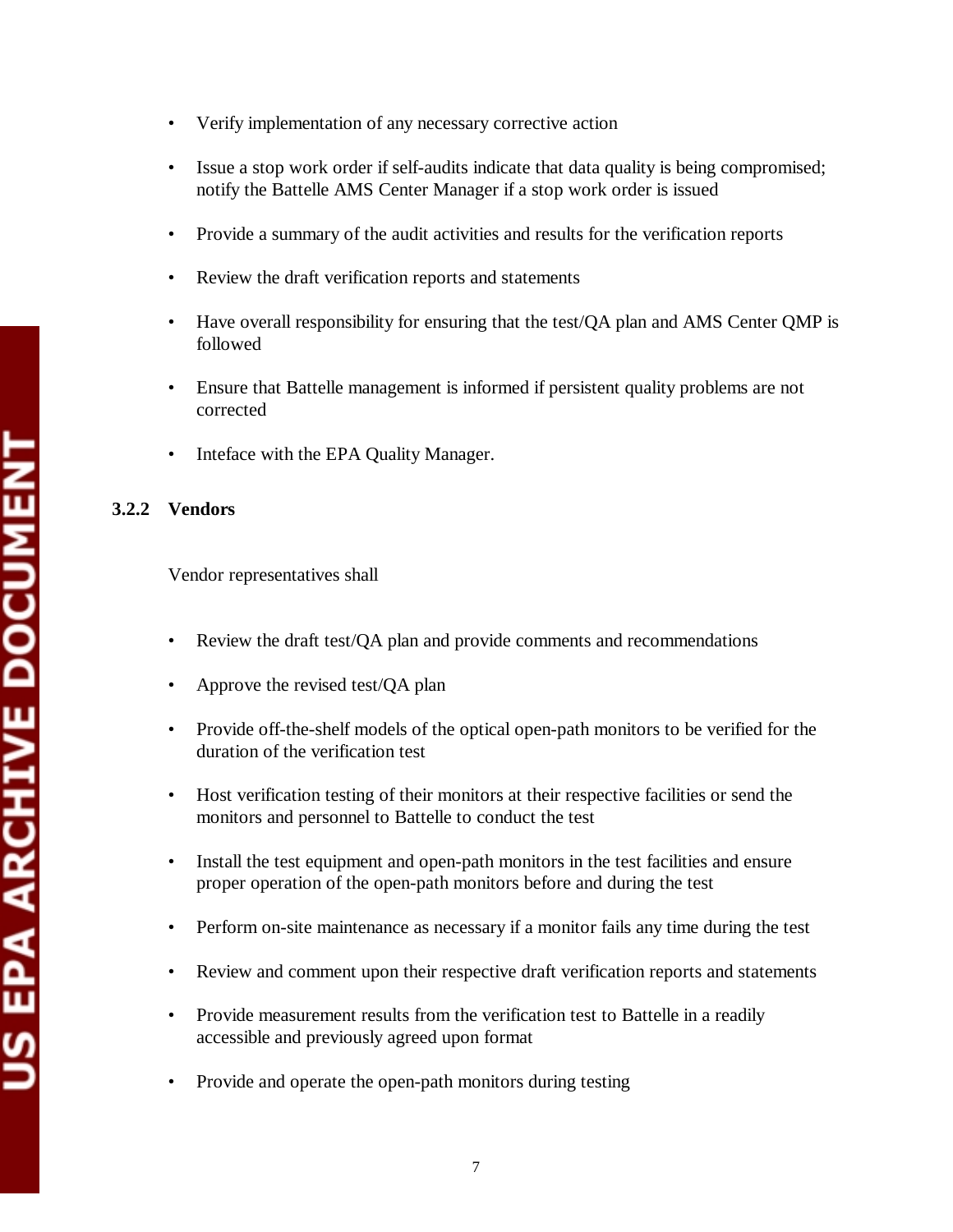- Verify implementation of any necessary corrective action
- Issue a stop work order if self-audits indicate that data quality is being compromised; notify the Battelle AMS Center Manager if a stop work order is issued
- Provide a summary of the audit activities and results for the verification reports
- Review the draft verification reports and statements
- Have overall responsibility for ensuring that the test/QA plan and AMS Center QMP is followed
- Ensure that Battelle management is informed if persistent quality problems are not corrected
- Inteface with the EPA Quality Manager.

### 3.2.2 Vendors

Vendor representatives shall

- Review the draft test/QA plan and provide comments and recommendations
- Approve the revised test/QA plan
- Provide off-the-shelf models of the optical open-path monitors to be verified for the duration of the verification test
- Host verification testing of their monitors at their respective facilities or send the monitors and personnel to Battelle to conduct the test
- Install the test equipment and open-path monitors in the test facilities and ensure proper operation of the open-path monitors before and during the test
- Perform on-site maintenance as necessary if a monitor fails any time during the test
- Review and comment upon their respective draft verification reports and statements
- Provide measurement results from the verification test to Battelle in a readily accessible and previously agreed upon format
- Provide and operate the open-path monitors during testing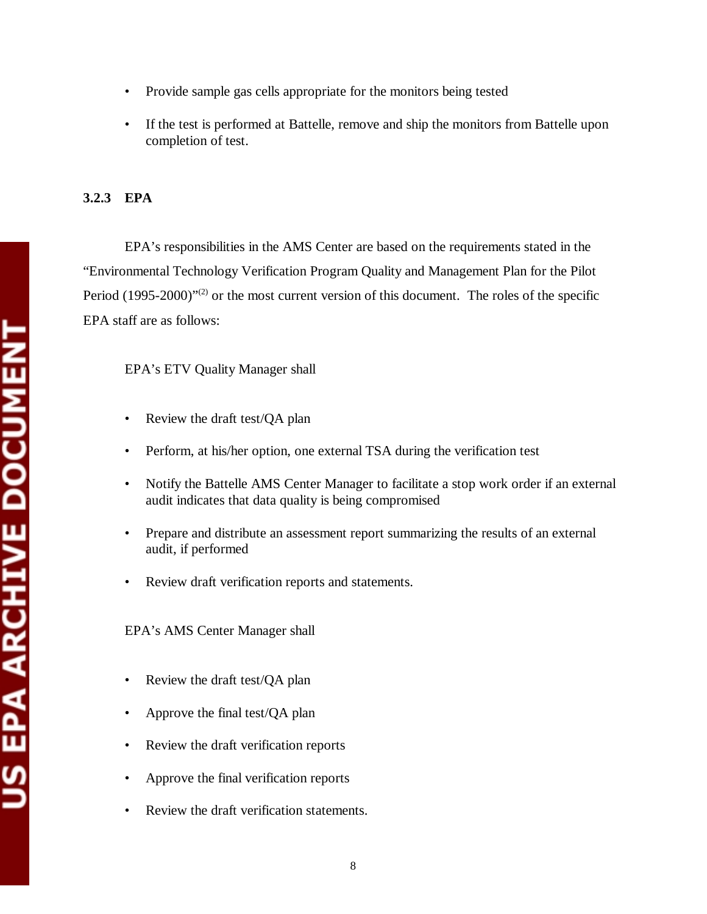- Provide sample gas cells appropriate for the monitors being tested
- If the test is performed at Battelle, remove and ship the monitors from Battelle upon completion of test.

### 3.2.3 EPA

EPA's responsibilities in the AMS Center are based on the requirements stated in the "Environmental Technology Verification Program Quality and Management Plan for the Pilot Period (1995-2000)"[(2)] or the most current version of this document. The roles of the specific EPA staff are as follows:

EPA's ETV Quality Manager shall

- Review the draft test/QA plan
- Perform, at his/her option, one external TSA during the verification test
- Notify the Battelle AMS Center Manager to facilitate a stop work order if an external audit indicates that data quality is being compromised
- Prepare and distribute an assessment report summarizing the results of an external audit, if performed
- Review draft verification reports and statements.

EPA's AMS Center Manager shall

- Review the draft test/QA plan
- Approve the final test/QA plan
- Review the draft verification reports
- Approve the final verification reports
- Review the draft verification statements.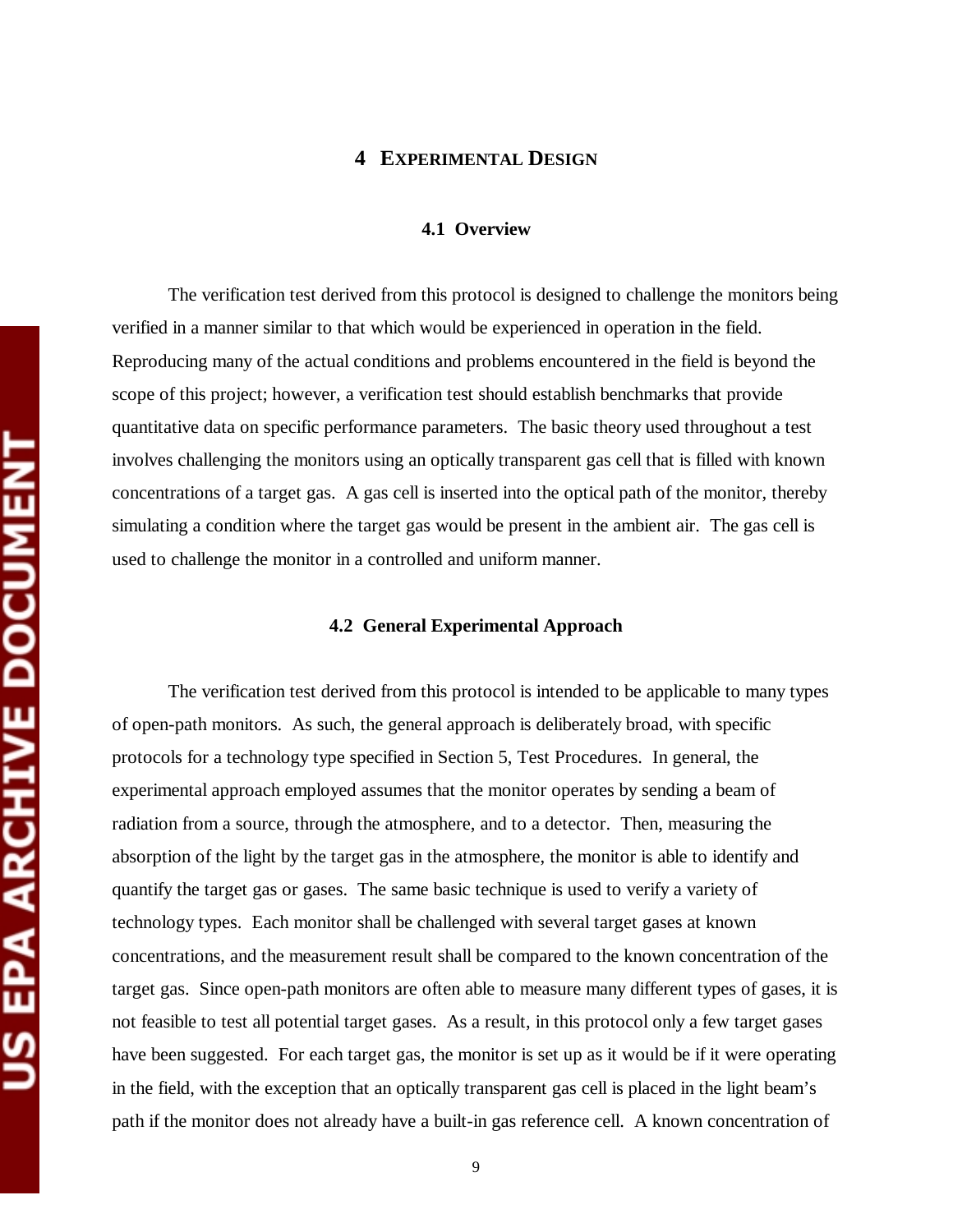# 4 EXPERIMENTAL DESIGN

## 4.1 Overview

The verification test derived from this protocol is designed to challenge the monitors being verified in a manner similar to that which would be experienced in operation in the field. Reproducing many of the actual conditions and problems encountered in the field is beyond the scope of this project; however, a verification test should establish benchmarks that provide quantitative data on specific performance parameters. The basic theory used throughout a test involves challenging the monitors using an optically transparent gas cell that is filled with known concentrations of a target gas. A gas cell is inserted into the optical path of the monitor, thereby simulating a condition where the target gas would be present in the ambient air. The gas cell is used to challenge the monitor in a controlled and uniform manner.

## 4.2 General Experimental Approach

The verification test derived from this protocol is intended to be applicable to many types of open-path monitors. As such, the general approach is deliberately broad, with specific protocols for a technology type specified in Section 5, Test Procedures. In general, the experimental approach employed assumes that the monitor operates by sending a beam of radiation from a source, through the atmosphere, and to a detector. Then, measuring the absorption of the light by the target gas in the atmosphere, the monitor is able to identify and quantify the target gas or gases. The same basic technique is used to verify a variety of technology types. Each monitor shall be challenged with several target gases at known concentrations, and the measurement result shall be compared to the known concentration of the target gas. Since open-path monitors are often able to measure many different types of gases, it is not feasible to test all potential target gases. As a result, in this protocol only a few target gases have been suggested. For each target gas, the monitor is set up as it would be if it were operating in the field, with the exception that an optically transparent gas cell is placed in the light beam's path if the monitor does not already have a built-in gas reference cell. A known concentration of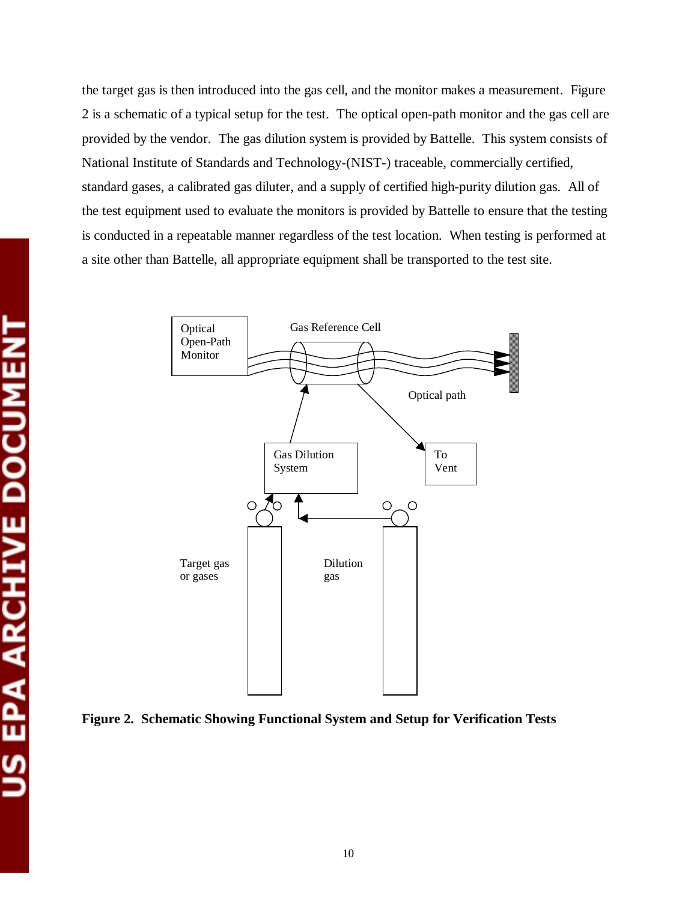the target gas is then introduced into the gas cell, and the monitor makes a measurement. Figure 2 is a schematic of a typical setup for the test. The optical open-path monitor and the gas cell are provided by the vendor. The gas dilution system is provided by Battelle. This system consists of National Institute of Standards and Technology-(NIST-) traceable, commercially certified, standard gases, a calibrated gas diluter, and a supply of certified high-purity dilution gas. All of the test equipment used to evaluate the monitors is provided by Battelle to ensure that the testing is conducted in a repeatable manner regardless of the test location. When testing is performed at a site other than Battelle, all appropriate equipment shall be transported to the test site.

Optical Open-Path Monitor

Gas Reference Cell

Optical path

Gas Dilution System

To Vent

Target gas or gases

Dilution gas

**Figure 2. Schematic Showing Functional System and Setup for Verification Tests**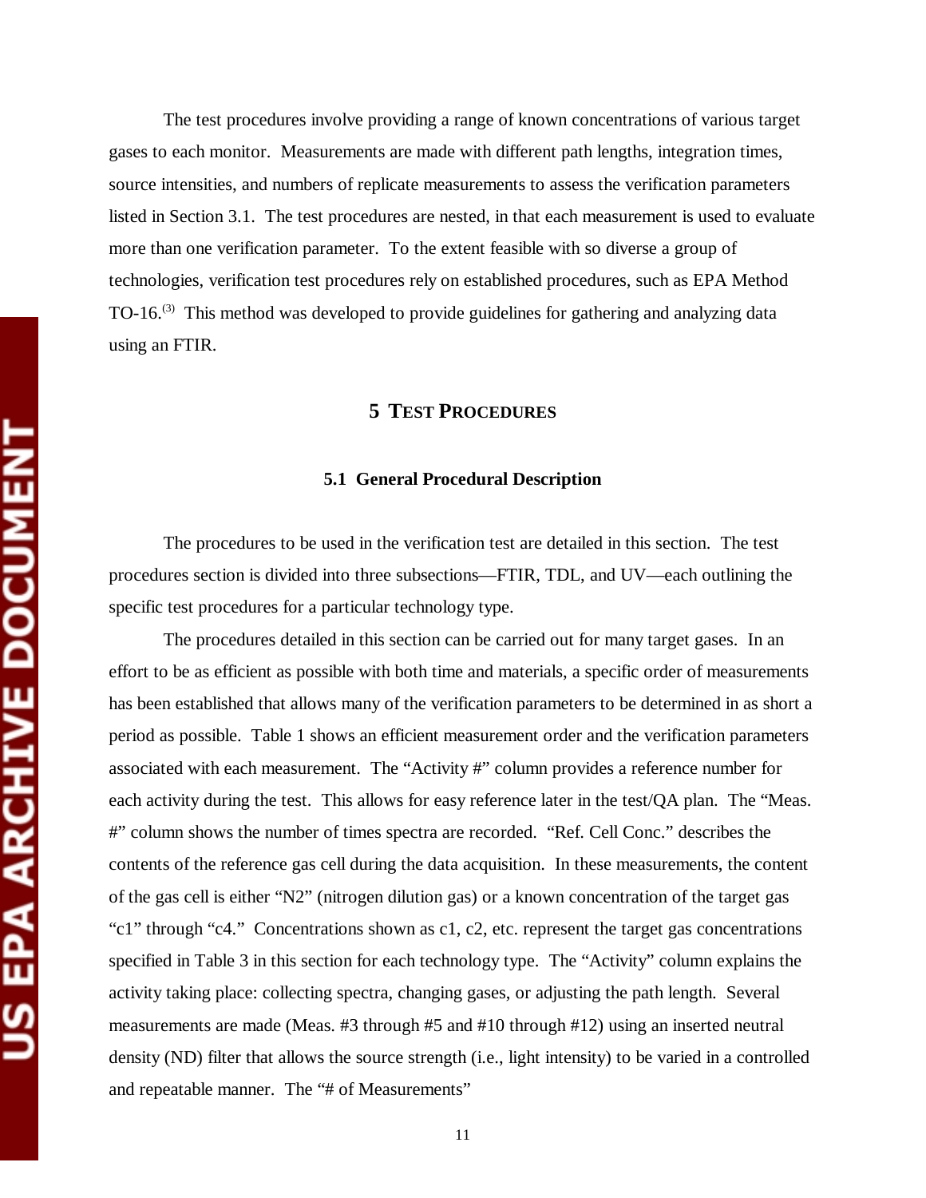The test procedures involve providing a range of known concentrations of various target gases to each monitor. Measurements are made with different path lengths, integration times, source intensities, and numbers of replicate measurements to assess the verification parameters listed in Section 3.1. The test procedures are nested, in that each measurement is used to evaluate more than one verification parameter. To the extent feasible with so diverse a group of technologies, verification test procedures rely on established procedures, such as EPA Method TO-16.[3] This method was developed to provide guidelines for gathering and analyzing data using an FTIR.

# 5 TEST PROCEDURES

## 5.1 General Procedural Description

The procedures to be used in the verification test are detailed in this section. The test procedures section is divided into three subsections—FTIR, TDL, and UV—each outlining the specific test procedures for a particular technology type.

The procedures detailed in this section can be carried out for many target gases. In an effort to be as efficient as possible with both time and materials, a specific order of measurements has been established that allows many of the verification parameters to be determined in as short a period as possible. Table 1 shows an efficient measurement order and the verification parameters associated with each measurement. The "Activity #" column provides a reference number for each activity during the test. This allows for easy reference later in the test/QA plan. The "Meas. #" column shows the number of times spectra are recorded. "Ref. Cell Conc." describes the contents of the reference gas cell during the data acquisition. In these measurements, the content of the gas cell is either "N2" (nitrogen dilution gas) or a known concentration of the target gas "c1" through "c4." Concentrations shown as c1, c2, etc. represent the target gas concentrations specified in Table 3 in this section for each technology type. The "Activity" column explains the activity taking place: collecting spectra, changing gases, or adjusting the path length. Several measurements are made (Meas. #3 through #5 and #10 through #12) using an inserted neutral density (ND) filter that allows the source strength (i.e., light intensity) to be varied in a controlled and repeatable manner. The "# of Measurements"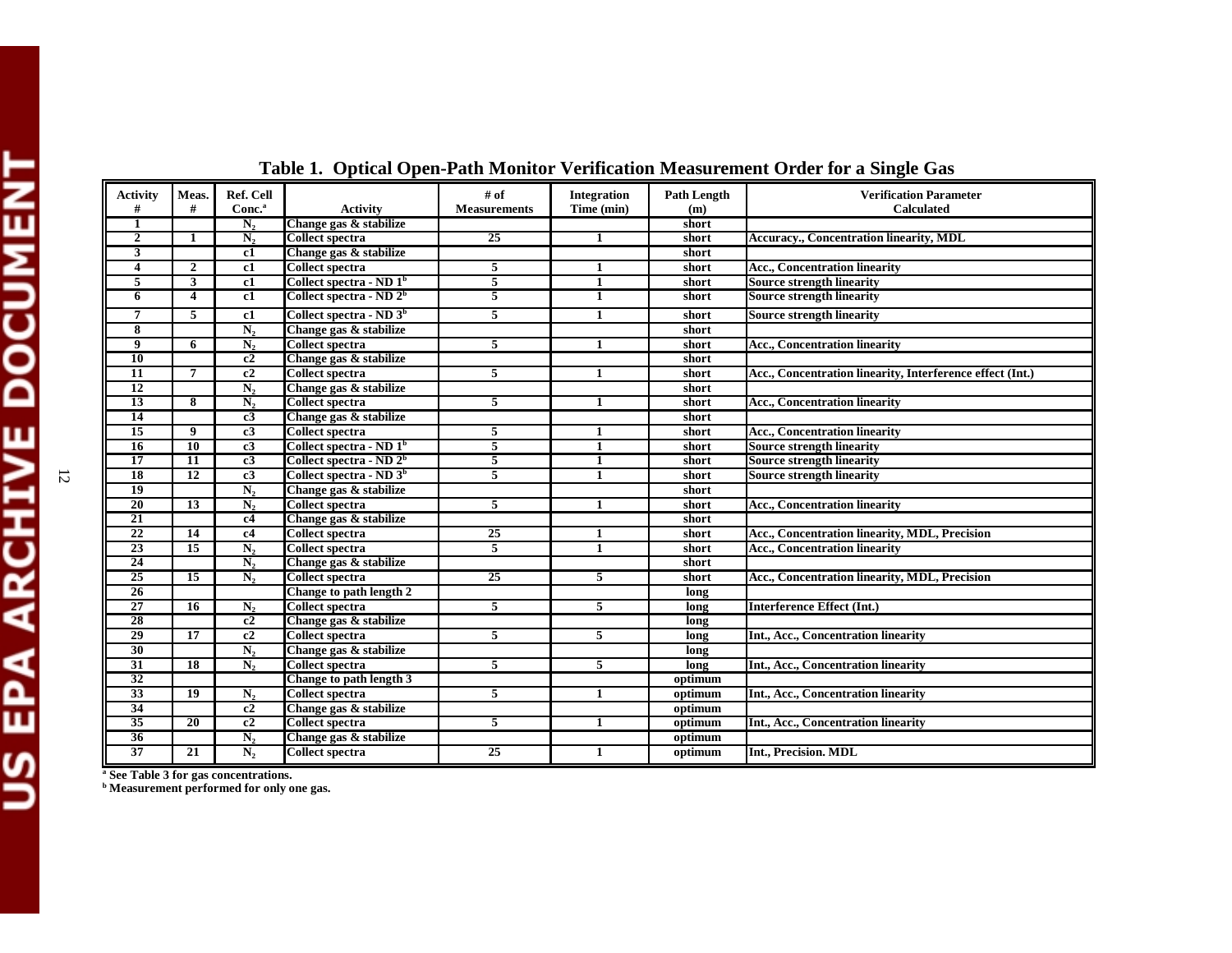# Table 1. Optical Open-Path Monitor Verification Measurement Order for a Single Gas

| Activity # | Meas. # | Ref. Cell Conc.[a] | Activity | # of Measurements | Integration Time (min) | Path Length (m) | Verification Parameter Calculated |
|---|---|---|---|---|---|---|---|
| 1 | | $N_2$ | Change gas & stabilize | | | short | |
| 2 | 1 | $N_2$ | Collect spectra | 25 | 1 | short | Accuracy., Concentration linearity, MDL |
| 3 | | c1 | Change gas & stabilize | | | short | |
| 4 | 2 | c1 | Collect spectra | 5 | 1 | short | Acc., Concentration linearity |
| 5 | 3 | c1 | Collect spectra - ND 1[b] | 5 | 1 | short | Source strength linearity |
| 6 | 4 | c1 | Collect spectra - ND 2[b] | 5 | 1 | short | Source strength linearity |
| 7 | 5 | c1 | Collect spectra - ND 3[b] | 5 | 1 | short | Source strength linearity |
| 8 | | $N_2$ | Change gas & stabilize | | | short | |
| 9 | 6 | $N_2$ | Collect spectra | 5 | 1 | short | Acc., Concentration linearity |
| 10 | | c2 | Change gas & stabilize | | | short | |
| 11 | 7 | c2 | Collect spectra | 5 | 1 | short | Acc., Concentration linearity, Interference effect (Int.) |
| 12 | | $N_2$ | Change gas & stabilize | | | short | |
| 13 | 8 | $N_2$ | Collect spectra | 5 | 1 | short | Acc., Concentration linearity |
| 14 | | c3 | Change gas & stabilize | | | short | |
| 15 | 9 | c3 | Collect spectra | 5 | 1 | short | Acc., Concentration linearity |
| 16 | 10 | c3 | Collect spectra - ND 1[b] | 5 | 1 | short | Source strength linearity |
| 17 | 11 | c3 | Collect spectra - ND 2[b] | 5 | 1 | short | Source strength linearity |
| 18 | 12 | c3 | Collect spectra - ND 3[b] | 5 | 1 | short | Source strength linearity |
| 19 | | $N_2$ | Change gas & stabilize | | | short | |
| 20 | 13 | $N_2$ | Collect spectra | 5 | 1 | short | Acc., Concentration linearity |
| 21 | | c4 | Change gas & stabilize | | | short | |
| 22 | 14 | c4 | Collect spectra | 25 | 1 | short | Acc., Concentration linearity, MDL, Precision |
| 23 | 15 | $N_2$ | Collect spectra | 5 | 1 | short | Acc., Concentration linearity |
| 24 | | $N_2$ | Change gas & stabilize | | | short | |
| 25 | 15 | $N_2$ | Collect spectra | 25 | 5 | short | Acc., Concentration linearity, MDL, Precision |
| 26 | | | Change to path length 2 | | | long | |
| 27 | 16 | $N_2$ | Collect spectra | 5 | 5 | long | Interference Effect (Int.) |
| 28 | | c2 | Change gas & stabilize | | | long | |
| 29 | 17 | c2 | Collect spectra | 5 | 5 | long | Int., Acc., Concentration linearity |
| 30 | | $N_2$ | Change gas & stabilize | | | long | |
| 31 | 18 | $N_2$ | Collect spectra | 5 | 5 | long | Int., Acc., Concentration linearity |
| 32 | | | Change to path length 3 | | | optimum | |
| 33 | 19 | $N_2$ | Collect spectra | 5 | 1 | optimum | Int., Acc., Concentration linearity |
| 34 | | c2 | Change gas & stabilize | | | optimum | |
| 35 | 20 | c2 | Collect spectra | 5 | 1 | optimum | Int., Acc., Concentration linearity |
| 36 | | $N_2$ | Change gas & stabilize | | | optimum | |
| 37 | 21 | $N_2$ | Collect spectra | 25 | 1 | optimum | Int., Precision. MDL |

[a] See Table 3 for gas concentrations.
[b] Measurement performed for only one gas.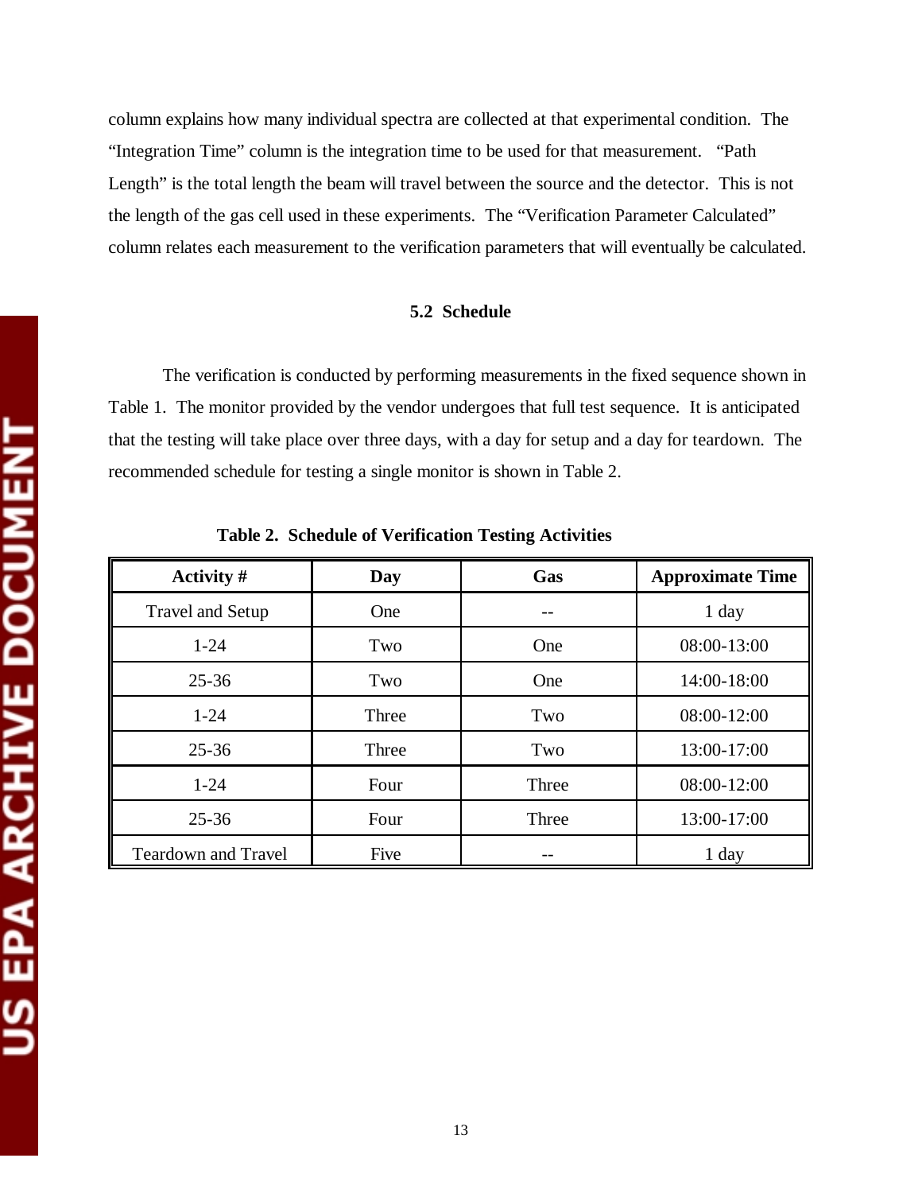column explains how many individual spectra are collected at that experimental condition. The "Integration Time" column is the integration time to be used for that measurement. "Path Length" is the total length the beam will travel between the source and the detector. This is not the length of the gas cell used in these experiments. The "Verification Parameter Calculated" column relates each measurement to the verification parameters that will eventually be calculated.

## 5.2 Schedule

The verification is conducted by performing measurements in the fixed sequence shown in Table 1. The monitor provided by the vendor undergoes that full test sequence. It is anticipated that the testing will take place over three days, with a day for setup and a day for teardown. The recommended schedule for testing a single monitor is shown in Table 2.

**Table 2. Schedule of Verification Testing Activities**

| Activity # | Day | Gas | Approximate Time |
| --- | --- | --- | --- |
| Travel and Setup | One | -- | 1 day |
| 1-24 | Two | One | 08:00-13:00 |
| 25-36 | Two | One | 14:00-18:00 |
| 1-24 | Three | Two | 08:00-12:00 |
| 25-36 | Three | Two | 13:00-17:00 |
| 1-24 | Four | Three | 08:00-12:00 |
| 25-36 | Four | Three | 13:00-17:00 |
| Teardown and Travel | Five | -- | 1 day |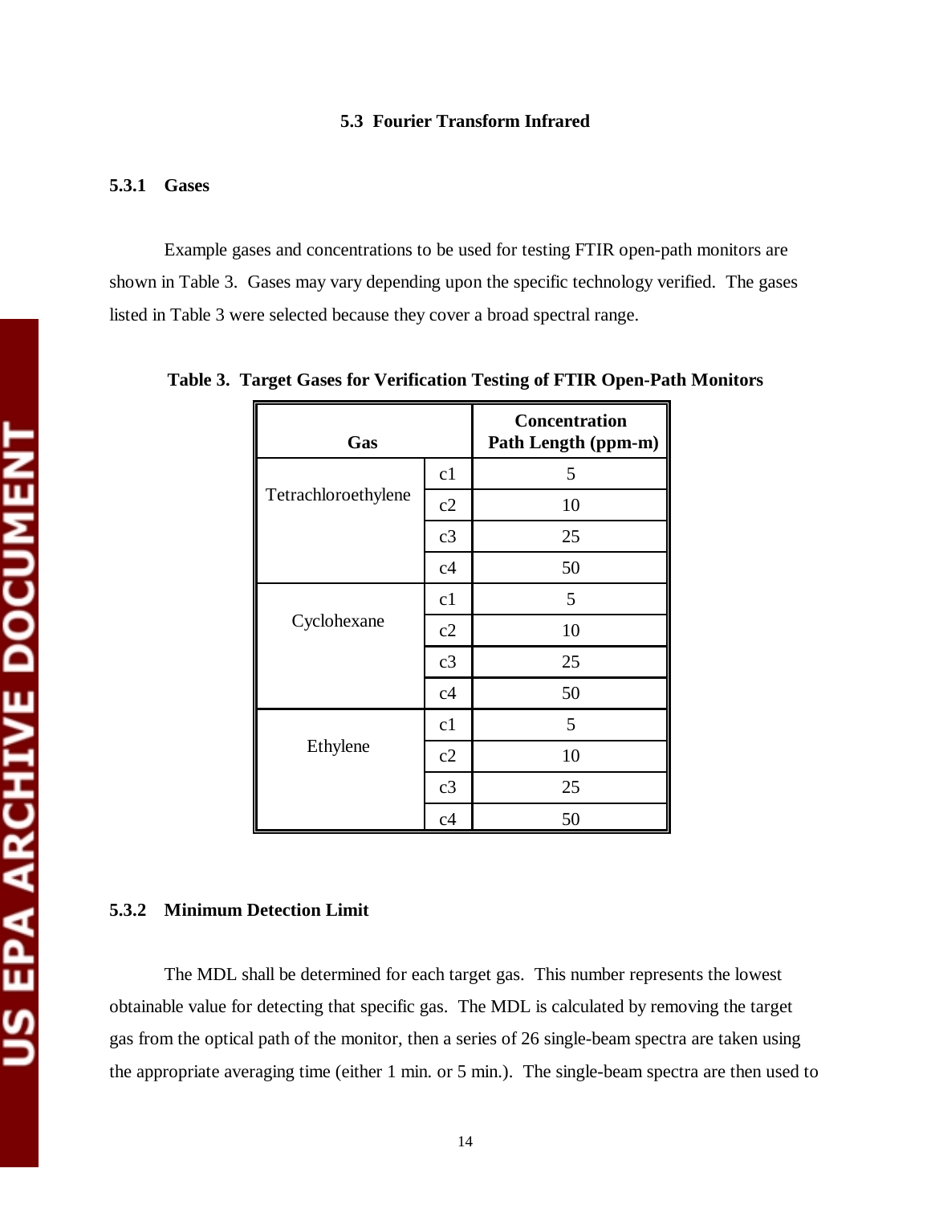## 5.3 Fourier Transform Infrared

### 5.3.1 Gases

Example gases and concentrations to be used for testing FTIR open-path monitors are shown in Table 3. Gases may vary depending upon the specific technology verified. The gases listed in Table 3 were selected because they cover a broad spectral range.

**Table 3. Target Gases for Verification Testing of FTIR Open-Path Monitors**

| Gas | | Concentration Path Length (ppm-m) |
|---|---|---|
| Tetrachloroethylene | c1 | 5 |
| | c2 | 10 |
| | c3 | 25 |
| | c4 | 50 |
| Cyclohexane | c1 | 5 |
| | c2 | 10 |
| | c3 | 25 |
| | c4 | 50 |
| Ethylene | c1 | 5 |
| | c2 | 10 |
| | c3 | 25 |
| | c4 | 50 |

### 5.3.2 Minimum Detection Limit

The MDL shall be determined for each target gas. This number represents the lowest obtainable value for detecting that specific gas. The MDL is calculated by removing the target gas from the optical path of the monitor, then a series of 26 single-beam spectra are taken using the appropriate averaging time (either 1 min. or 5 min.). The single-beam spectra are then used to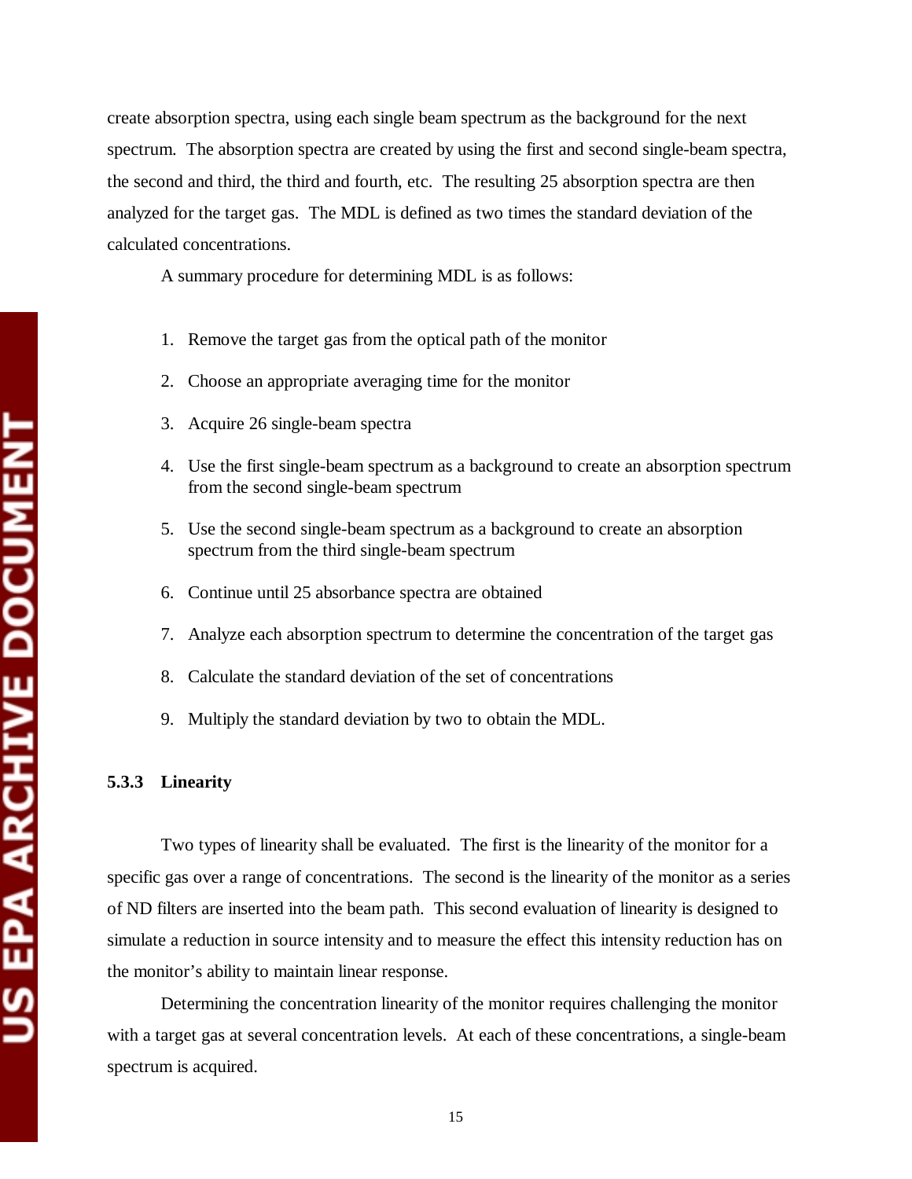create absorption spectra, using each single beam spectrum as the background for the next spectrum. The absorption spectra are created by using the first and second single-beam spectra, the second and third, the third and fourth, etc. The resulting 25 absorption spectra are then analyzed for the target gas. The MDL is defined as two times the standard deviation of the calculated concentrations.

A summary procedure for determining MDL is as follows:

1. Remove the target gas from the optical path of the monitor
2. Choose an appropriate averaging time for the monitor
3. Acquire 26 single-beam spectra
4. Use the first single-beam spectrum as a background to create an absorption spectrum from the second single-beam spectrum
5. Use the second single-beam spectrum as a background to create an absorption spectrum from the third single-beam spectrum
6. Continue until 25 absorbance spectra are obtained
7. Analyze each absorption spectrum to determine the concentration of the target gas
8. Calculate the standard deviation of the set of concentrations
9. Multiply the standard deviation by two to obtain the MDL.

### 5.3.3 Linearity

Two types of linearity shall be evaluated. The first is the linearity of the monitor for a specific gas over a range of concentrations. The second is the linearity of the monitor as a series of ND filters are inserted into the beam path. This second evaluation of linearity is designed to simulate a reduction in source intensity and to measure the effect this intensity reduction has on the monitor's ability to maintain linear response.

Determining the concentration linearity of the monitor requires challenging the monitor with a target gas at several concentration levels. At each of these concentrations, a single-beam spectrum is acquired.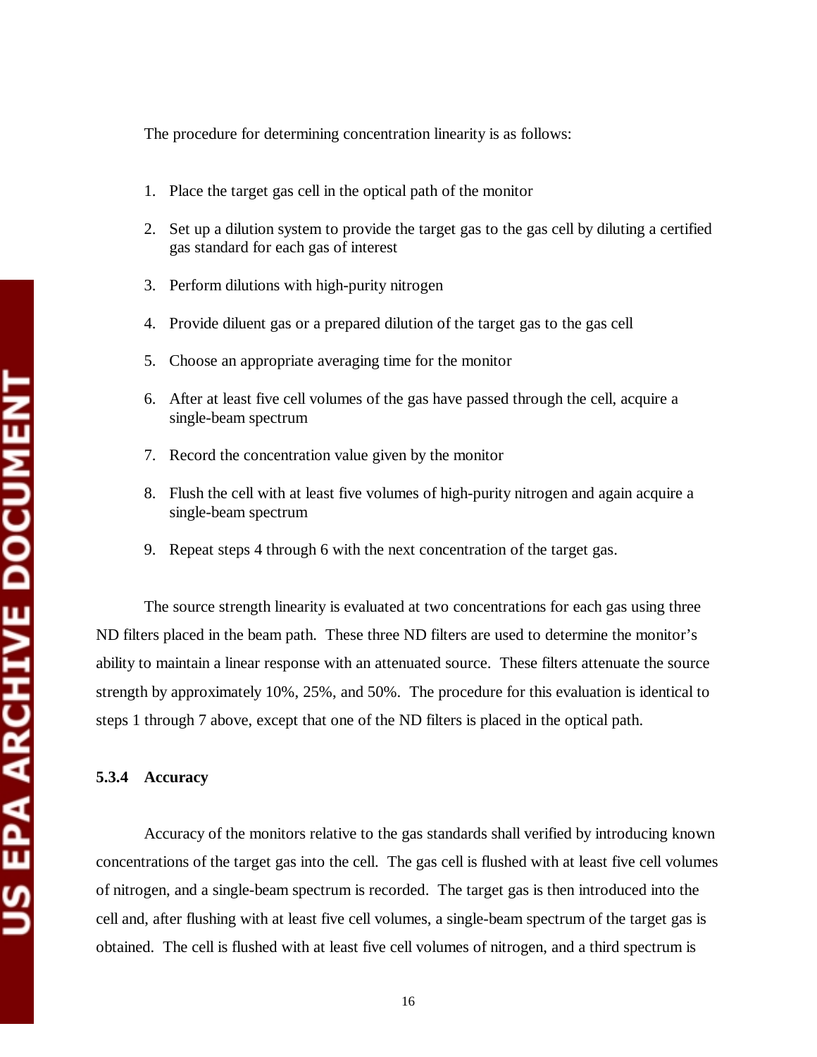The procedure for determining concentration linearity is as follows:

1. Place the target gas cell in the optical path of the monitor
2. Set up a dilution system to provide the target gas to the gas cell by diluting a certified gas standard for each gas of interest
3. Perform dilutions with high-purity nitrogen
4. Provide diluent gas or a prepared dilution of the target gas to the gas cell
5. Choose an appropriate averaging time for the monitor
6. After at least five cell volumes of the gas have passed through the cell, acquire a single-beam spectrum
7. Record the concentration value given by the monitor
8. Flush the cell with at least five volumes of high-purity nitrogen and again acquire a single-beam spectrum
9. Repeat steps 4 through 6 with the next concentration of the target gas.

The source strength linearity is evaluated at two concentrations for each gas using three ND filters placed in the beam path. These three ND filters are used to determine the monitor's ability to maintain a linear response with an attenuated source. These filters attenuate the source strength by approximately 10%, 25%, and 50%. The procedure for this evaluation is identical to steps 1 through 7 above, except that one of the ND filters is placed in the optical path.

### 5.3.4 Accuracy

Accuracy of the monitors relative to the gas standards shall verified by introducing known concentrations of the target gas into the cell. The gas cell is flushed with at least five cell volumes of nitrogen, and a single-beam spectrum is recorded. The target gas is then introduced into the cell and, after flushing with at least five cell volumes, a single-beam spectrum of the target gas is obtained. The cell is flushed with at least five cell volumes of nitrogen, and a third spectrum is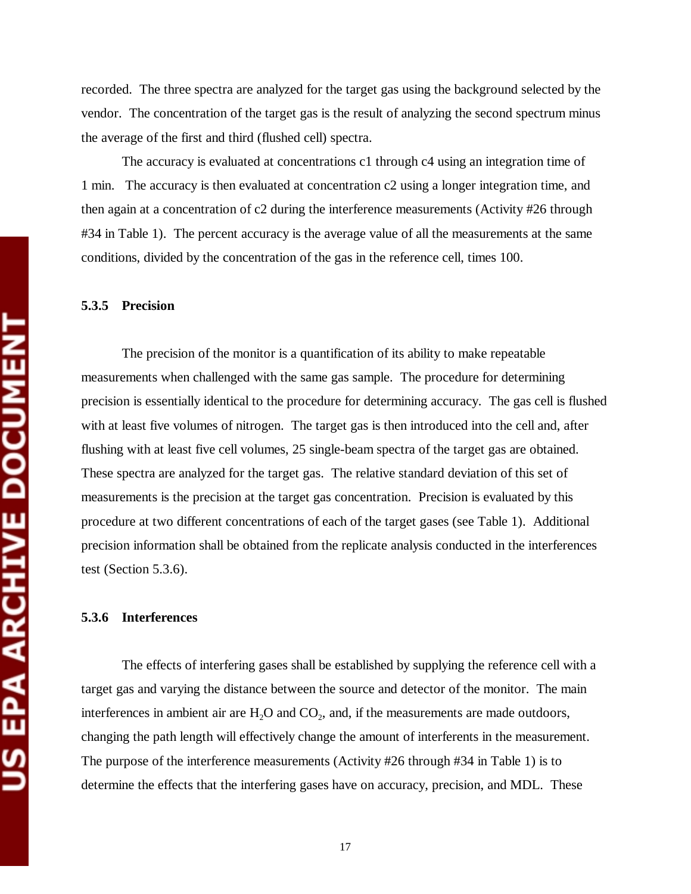recorded. The three spectra are analyzed for the target gas using the background selected by the vendor. The concentration of the target gas is the result of analyzing the second spectrum minus the average of the first and third (flushed cell) spectra.

The accuracy is evaluated at concentrations c1 through c4 using an integration time of 1 min. The accuracy is then evaluated at concentration c2 using a longer integration time, and then again at a concentration of c2 during the interference measurements (Activity #26 through #34 in Table 1). The percent accuracy is the average value of all the measurements at the same conditions, divided by the concentration of the gas in the reference cell, times 100.

### 5.3.5 Precision

The precision of the monitor is a quantification of its ability to make repeatable measurements when challenged with the same gas sample. The procedure for determining precision is essentially identical to the procedure for determining accuracy. The gas cell is flushed with at least five volumes of nitrogen. The target gas is then introduced into the cell and, after flushing with at least five cell volumes, 25 single-beam spectra of the target gas are obtained. These spectra are analyzed for the target gas. The relative standard deviation of this set of measurements is the precision at the target gas concentration. Precision is evaluated by this procedure at two different concentrations of each of the target gases (see Table 1). Additional precision information shall be obtained from the replicate analysis conducted in the interferences test (Section 5.3.6).

### 5.3.6 Interferences

The effects of interfering gases shall be established by supplying the reference cell with a target gas and varying the distance between the source and detector of the monitor. The main interferences in ambient air are $H_2O$ and $CO_2$, and, if the measurements are made outdoors, changing the path length will effectively change the amount of interferents in the measurement. The purpose of the interference measurements (Activity #26 through #34 in Table 1) is to determine the effects that the interfering gases have on accuracy, precision, and MDL. These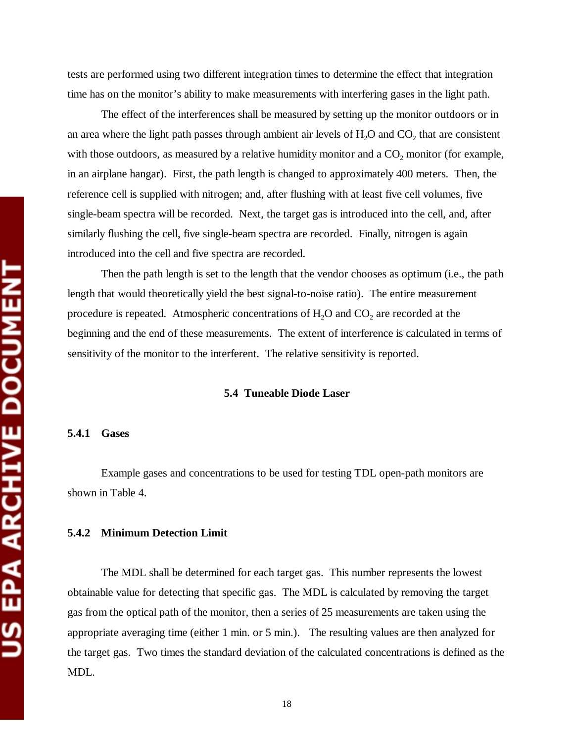tests are performed using two different integration times to determine the effect that integration time has on the monitor's ability to make measurements with interfering gases in the light path.

The effect of the interferences shall be measured by setting up the monitor outdoors or in an area where the light path passes through ambient air levels of $H_2O$ and $CO_2$ that are consistent with those outdoors, as measured by a relative humidity monitor and a $CO_2$ monitor (for example, in an airplane hangar). First, the path length is changed to approximately 400 meters. Then, the reference cell is supplied with nitrogen; and, after flushing with at least five cell volumes, five single-beam spectra will be recorded. Next, the target gas is introduced into the cell, and, after similarly flushing the cell, five single-beam spectra are recorded. Finally, nitrogen is again introduced into the cell and five spectra are recorded.

Then the path length is set to the length that the vendor chooses as optimum (i.e., the path length that would theoretically yield the best signal-to-noise ratio). The entire measurement procedure is repeated. Atmospheric concentrations of $H_2O$ and $CO_2$ are recorded at the beginning and the end of these measurements. The extent of interference is calculated in terms of sensitivity of the monitor to the interferent. The relative sensitivity is reported.

## 5.4 Tuneable Diode Laser

### 5.4.1 Gases

Example gases and concentrations to be used for testing TDL open-path monitors are shown in Table 4.

### 5.4.2 Minimum Detection Limit

The MDL shall be determined for each target gas. This number represents the lowest obtainable value for detecting that specific gas. The MDL is calculated by removing the target gas from the optical path of the monitor, then a series of 25 measurements are taken using the appropriate averaging time (either 1 min. or 5 min.). The resulting values are then analyzed for the target gas. Two times the standard deviation of the calculated concentrations is defined as the MDL.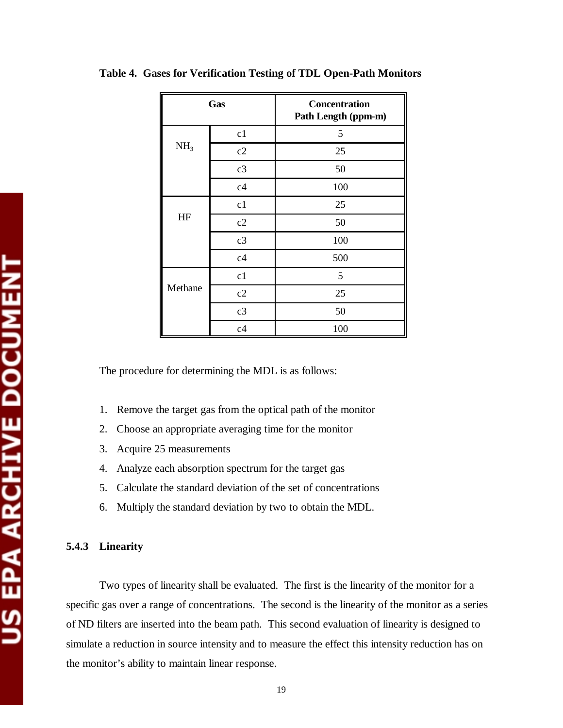**Table 4. Gases for Verification Testing of TDL Open-Path Monitors**

| Gas | | Concentration Path Length (ppm-m) |
|---|---|---|
| $NH_3$ | c1 | 5 |
| | c2 | 25 |
| | c3 | 50 |
| | c4 | 100 |
| HF | c1 | 25 |
| | c2 | 50 |
| | c3 | 100 |
| | c4 | 500 |
| Methane | c1 | 5 |
| | c2 | 25 |
| | c3 | 50 |
| | c4 | 100 |

The procedure for determining the MDL is as follows:

1. Remove the target gas from the optical path of the monitor
2. Choose an appropriate averaging time for the monitor
3. Acquire 25 measurements
4. Analyze each absorption spectrum for the target gas
5. Calculate the standard deviation of the set of concentrations
6. Multiply the standard deviation by two to obtain the MDL.

### 5.4.3 Linearity

Two types of linearity shall be evaluated. The first is the linearity of the monitor for a specific gas over a range of concentrations. The second is the linearity of the monitor as a series of ND filters are inserted into the beam path. This second evaluation of linearity is designed to simulate a reduction in source intensity and to measure the effect this intensity reduction has on the monitor's ability to maintain linear response.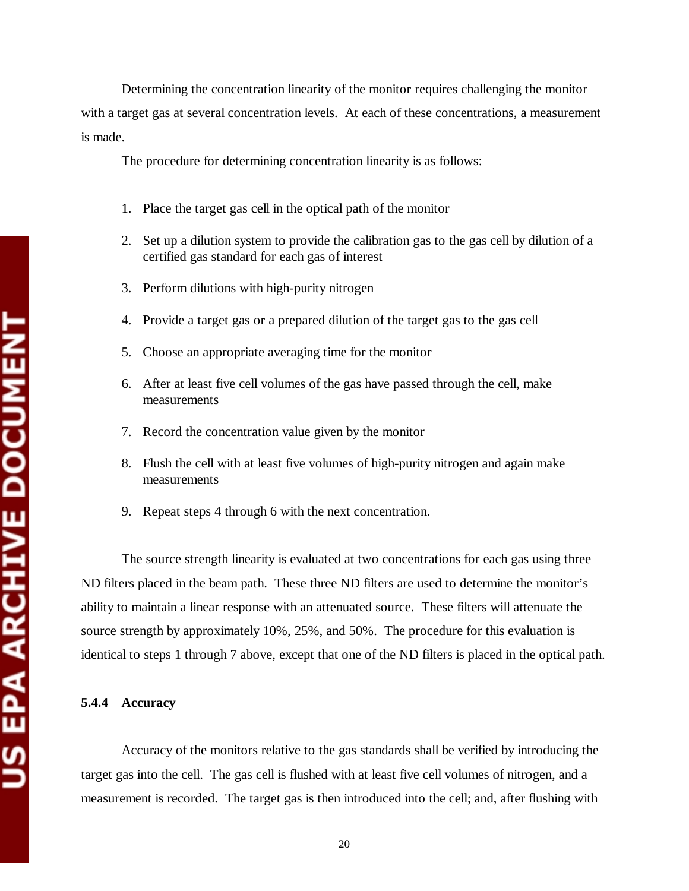Determining the concentration linearity of the monitor requires challenging the monitor with a target gas at several concentration levels. At each of these concentrations, a measurement is made.

The procedure for determining concentration linearity is as follows:

1. Place the target gas cell in the optical path of the monitor
2. Set up a dilution system to provide the calibration gas to the gas cell by dilution of a certified gas standard for each gas of interest
3. Perform dilutions with high-purity nitrogen
4. Provide a target gas or a prepared dilution of the target gas to the gas cell
5. Choose an appropriate averaging time for the monitor
6. After at least five cell volumes of the gas have passed through the cell, make measurements
7. Record the concentration value given by the monitor
8. Flush the cell with at least five volumes of high-purity nitrogen and again make measurements
9. Repeat steps 4 through 6 with the next concentration.

The source strength linearity is evaluated at two concentrations for each gas using three ND filters placed in the beam path. These three ND filters are used to determine the monitor's ability to maintain a linear response with an attenuated source. These filters will attenuate the source strength by approximately 10%, 25%, and 50%. The procedure for this evaluation is identical to steps 1 through 7 above, except that one of the ND filters is placed in the optical path.

### 5.4.4 Accuracy

Accuracy of the monitors relative to the gas standards shall be verified by introducing the target gas into the cell. The gas cell is flushed with at least five cell volumes of nitrogen, and a measurement is recorded. The target gas is then introduced into the cell; and, after flushing with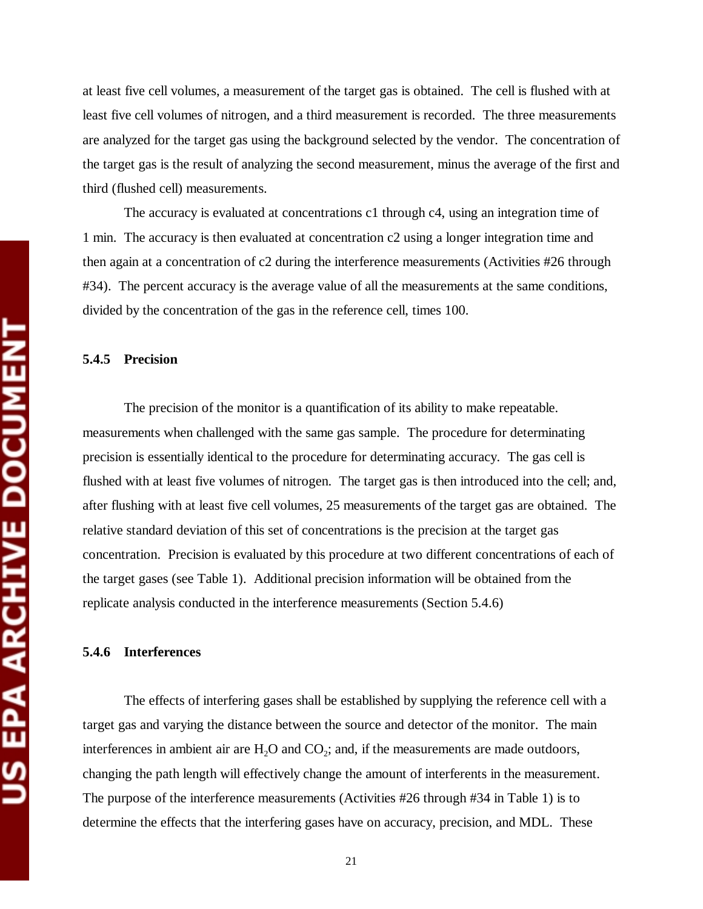at least five cell volumes, a measurement of the target gas is obtained. The cell is flushed with at least five cell volumes of nitrogen, and a third measurement is recorded. The three measurements are analyzed for the target gas using the background selected by the vendor. The concentration of the target gas is the result of analyzing the second measurement, minus the average of the first and third (flushed cell) measurements.

The accuracy is evaluated at concentrations c1 through c4, using an integration time of 1 min. The accuracy is then evaluated at concentration c2 using a longer integration time and then again at a concentration of c2 during the interference measurements (Activities #26 through #34). The percent accuracy is the average value of all the measurements at the same conditions, divided by the concentration of the gas in the reference cell, times 100.

### 5.4.5 Precision

The precision of the monitor is a quantification of its ability to make repeatable. measurements when challenged with the same gas sample. The procedure for determinating precision is essentially identical to the procedure for determinating accuracy. The gas cell is flushed with at least five volumes of nitrogen. The target gas is then introduced into the cell; and, after flushing with at least five cell volumes, 25 measurements of the target gas are obtained. The relative standard deviation of this set of concentrations is the precision at the target gas concentration. Precision is evaluated by this procedure at two different concentrations of each of the target gases (see Table 1). Additional precision information will be obtained from the replicate analysis conducted in the interference measurements (Section 5.4.6)

### 5.4.6 Interferences

The effects of interfering gases shall be established by supplying the reference cell with a target gas and varying the distance between the source and detector of the monitor. The main interferences in ambient air are $H_2O$ and $CO_2$; and, if the measurements are made outdoors, changing the path length will effectively change the amount of interferents in the measurement. The purpose of the interference measurements (Activities #26 through #34 in Table 1) is to determine the effects that the interfering gases have on accuracy, precision, and MDL. These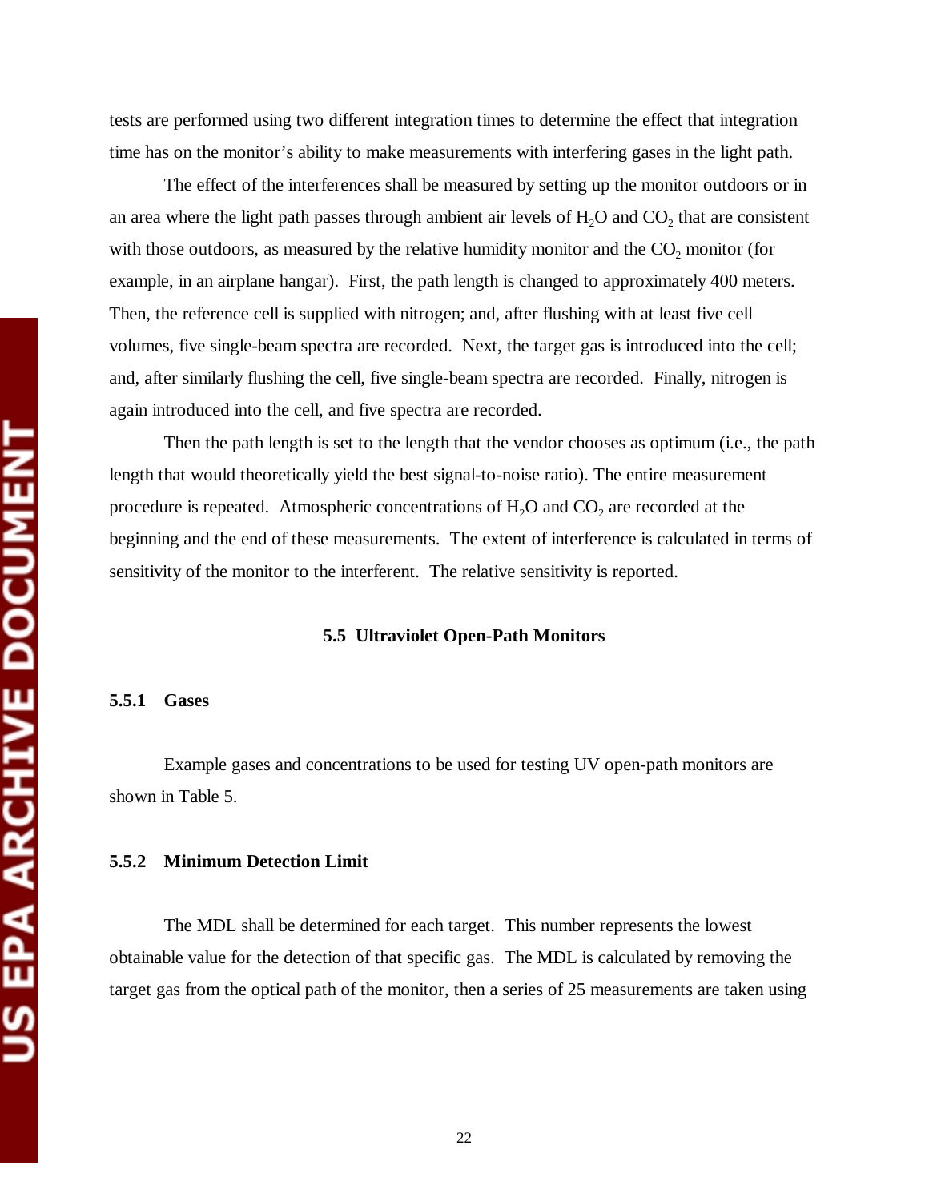tests are performed using two different integration times to determine the effect that integration time has on the monitor's ability to make measurements with interfering gases in the light path.

The effect of the interferences shall be measured by setting up the monitor outdoors or in an area where the light path passes through ambient air levels of $H_2O$ and $CO_2$ that are consistent with those outdoors, as measured by the relative humidity monitor and the $CO_2$ monitor (for example, in an airplane hangar). First, the path length is changed to approximately 400 meters. Then, the reference cell is supplied with nitrogen; and, after flushing with at least five cell volumes, five single-beam spectra are recorded. Next, the target gas is introduced into the cell; and, after similarly flushing the cell, five single-beam spectra are recorded. Finally, nitrogen is again introduced into the cell, and five spectra are recorded.

Then the path length is set to the length that the vendor chooses as optimum (i.e., the path length that would theoretically yield the best signal-to-noise ratio). The entire measurement procedure is repeated. Atmospheric concentrations of $H_2O$ and $CO_2$ are recorded at the beginning and the end of these measurements. The extent of interference is calculated in terms of sensitivity of the monitor to the interferent. The relative sensitivity is reported.

## 5.5 Ultraviolet Open-Path Monitors

### 5.5.1 Gases

Example gases and concentrations to be used for testing UV open-path monitors are shown in Table 5.

### 5.5.2 Minimum Detection Limit

The MDL shall be determined for each target. This number represents the lowest obtainable value for the detection of that specific gas. The MDL is calculated by removing the target gas from the optical path of the monitor, then a series of 25 measurements are taken using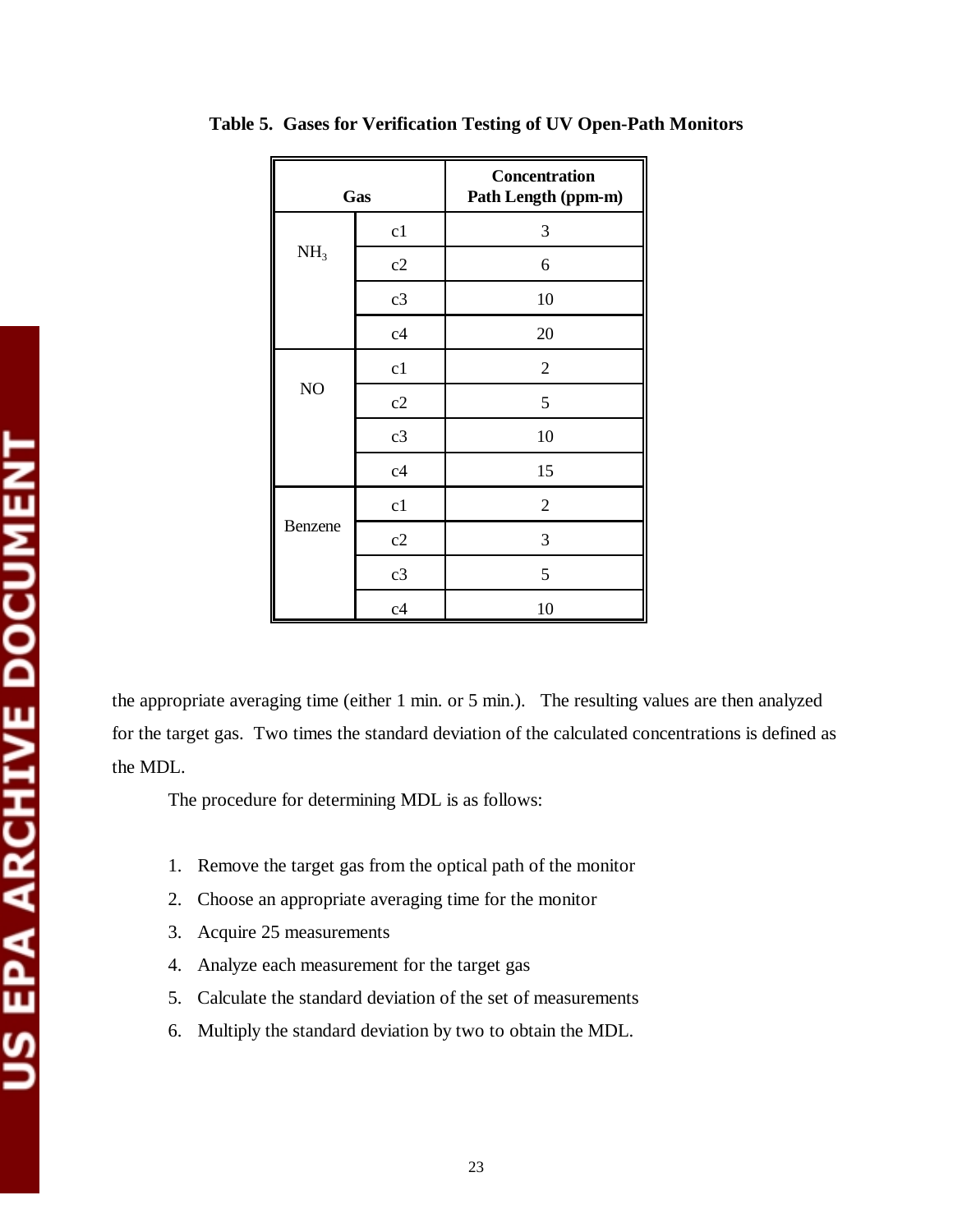**Table 5. Gases for Verification Testing of UV Open-Path Monitors**

| Gas | | Concentration Path Length (ppm-m) |
|---|---|---|
| $NH_3$ | c1 | 3 |
| | c2 | 6 |
| | c3 | 10 |
| | c4 | 20 |
| NO | c1 | 2 |
| | c2 | 5 |
| | c3 | 10 |
| | c4 | 15 |
| Benzene | c1 | 2 |
| | c2 | 3 |
| | c3 | 5 |
| | c4 | 10 |

the appropriate averaging time (either 1 min. or 5 min.). The resulting values are then analyzed for the target gas. Two times the standard deviation of the calculated concentrations is defined as the MDL.

The procedure for determining MDL is as follows:

1. Remove the target gas from the optical path of the monitor
2. Choose an appropriate averaging time for the monitor
3. Acquire 25 measurements
4. Analyze each measurement for the target gas
5. Calculate the standard deviation of the set of measurements
6. Multiply the standard deviation by two to obtain the MDL.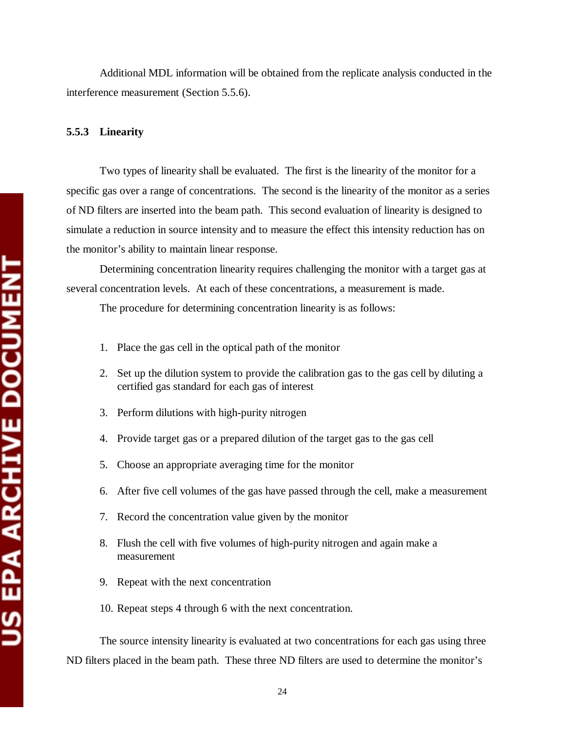Additional MDL information will be obtained from the replicate analysis conducted in the interference measurement (Section 5.5.6).

### 5.5.3 Linearity

Two types of linearity shall be evaluated. The first is the linearity of the monitor for a specific gas over a range of concentrations. The second is the linearity of the monitor as a series of ND filters are inserted into the beam path. This second evaluation of linearity is designed to simulate a reduction in source intensity and to measure the effect this intensity reduction has on the monitor's ability to maintain linear response.

Determining concentration linearity requires challenging the monitor with a target gas at several concentration levels. At each of these concentrations, a measurement is made.

The procedure for determining concentration linearity is as follows:

1. Place the gas cell in the optical path of the monitor
2. Set up the dilution system to provide the calibration gas to the gas cell by diluting a certified gas standard for each gas of interest
3. Perform dilutions with high-purity nitrogen
4. Provide target gas or a prepared dilution of the target gas to the gas cell
5. Choose an appropriate averaging time for the monitor
6. After five cell volumes of the gas have passed through the cell, make a measurement
7. Record the concentration value given by the monitor
8. Flush the cell with five volumes of high-purity nitrogen and again make a measurement
9. Repeat with the next concentration
10. Repeat steps 4 through 6 with the next concentration.

The source intensity linearity is evaluated at two concentrations for each gas using three ND filters placed in the beam path. These three ND filters are used to determine the monitor's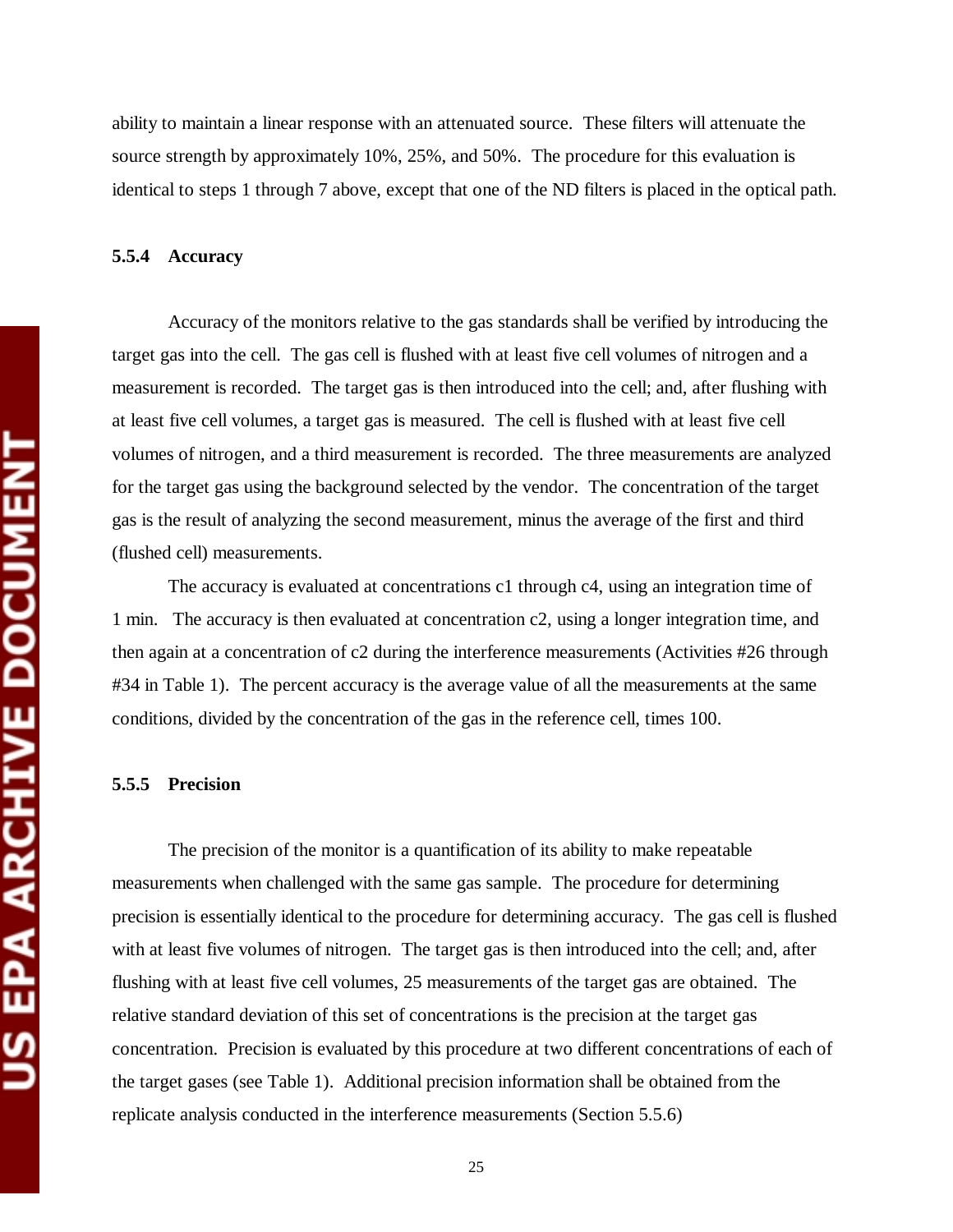ability to maintain a linear response with an attenuated source. These filters will attenuate the source strength by approximately 10%, 25%, and 50%. The procedure for this evaluation is identical to steps 1 through 7 above, except that one of the ND filters is placed in the optical path.

### 5.5.4 Accuracy

Accuracy of the monitors relative to the gas standards shall be verified by introducing the target gas into the cell. The gas cell is flushed with at least five cell volumes of nitrogen and a measurement is recorded. The target gas is then introduced into the cell; and, after flushing with at least five cell volumes, a target gas is measured. The cell is flushed with at least five cell volumes of nitrogen, and a third measurement is recorded. The three measurements are analyzed for the target gas using the background selected by the vendor. The concentration of the target gas is the result of analyzing the second measurement, minus the average of the first and third (flushed cell) measurements.

The accuracy is evaluated at concentrations c1 through c4, using an integration time of 1 min. The accuracy is then evaluated at concentration c2, using a longer integration time, and then again at a concentration of c2 during the interference measurements (Activities #26 through #34 in Table 1). The percent accuracy is the average value of all the measurements at the same conditions, divided by the concentration of the gas in the reference cell, times 100.

### 5.5.5 Precision

The precision of the monitor is a quantification of its ability to make repeatable measurements when challenged with the same gas sample. The procedure for determining precision is essentially identical to the procedure for determining accuracy. The gas cell is flushed with at least five volumes of nitrogen. The target gas is then introduced into the cell; and, after flushing with at least five cell volumes, 25 measurements of the target gas are obtained. The relative standard deviation of this set of concentrations is the precision at the target gas concentration. Precision is evaluated by this procedure at two different concentrations of each of the target gases (see Table 1). Additional precision information shall be obtained from the replicate analysis conducted in the interference measurements (Section 5.5.6)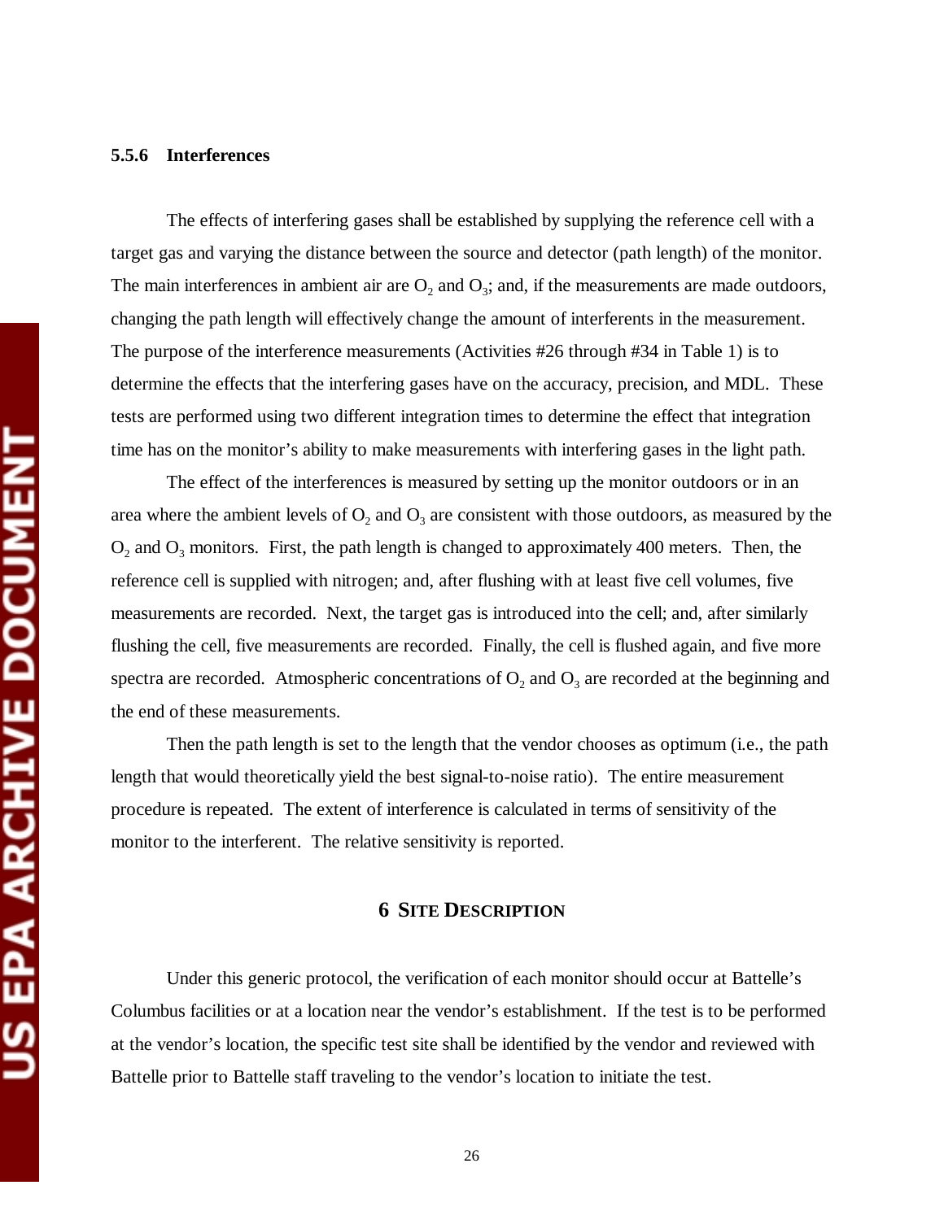### 5.5.6 Interferences

The effects of interfering gases shall be established by supplying the reference cell with a target gas and varying the distance between the source and detector (path length) of the monitor. The main interferences in ambient air are $O_2$ and $O_3$; and, if the measurements are made outdoors, changing the path length will effectively change the amount of interferents in the measurement. The purpose of the interference measurements (Activities #26 through #34 in Table 1) is to determine the effects that the interfering gases have on the accuracy, precision, and MDL. These tests are performed using two different integration times to determine the effect that integration time has on the monitor's ability to make measurements with interfering gases in the light path.

The effect of the interferences is measured by setting up the monitor outdoors or in an area where the ambient levels of $O_2$ and $O_3$ are consistent with those outdoors, as measured by the $O_2$ and $O_3$ monitors. First, the path length is changed to approximately 400 meters. Then, the reference cell is supplied with nitrogen; and, after flushing with at least five cell volumes, five measurements are recorded. Next, the target gas is introduced into the cell; and, after similarly flushing the cell, five measurements are recorded. Finally, the cell is flushed again, and five more spectra are recorded. Atmospheric concentrations of $O_2$ and $O_3$ are recorded at the beginning and the end of these measurements.

Then the path length is set to the length that the vendor chooses as optimum (i.e., the path length that would theoretically yield the best signal-to-noise ratio). The entire measurement procedure is repeated. The extent of interference is calculated in terms of sensitivity of the monitor to the interferent. The relative sensitivity is reported.

# 6 SITE DESCRIPTION

Under this generic protocol, the verification of each monitor should occur at Battelle's Columbus facilities or at a location near the vendor's establishment. If the test is to be performed at the vendor's location, the specific test site shall be identified by the vendor and reviewed with Battelle prior to Battelle staff traveling to the vendor's location to initiate the test.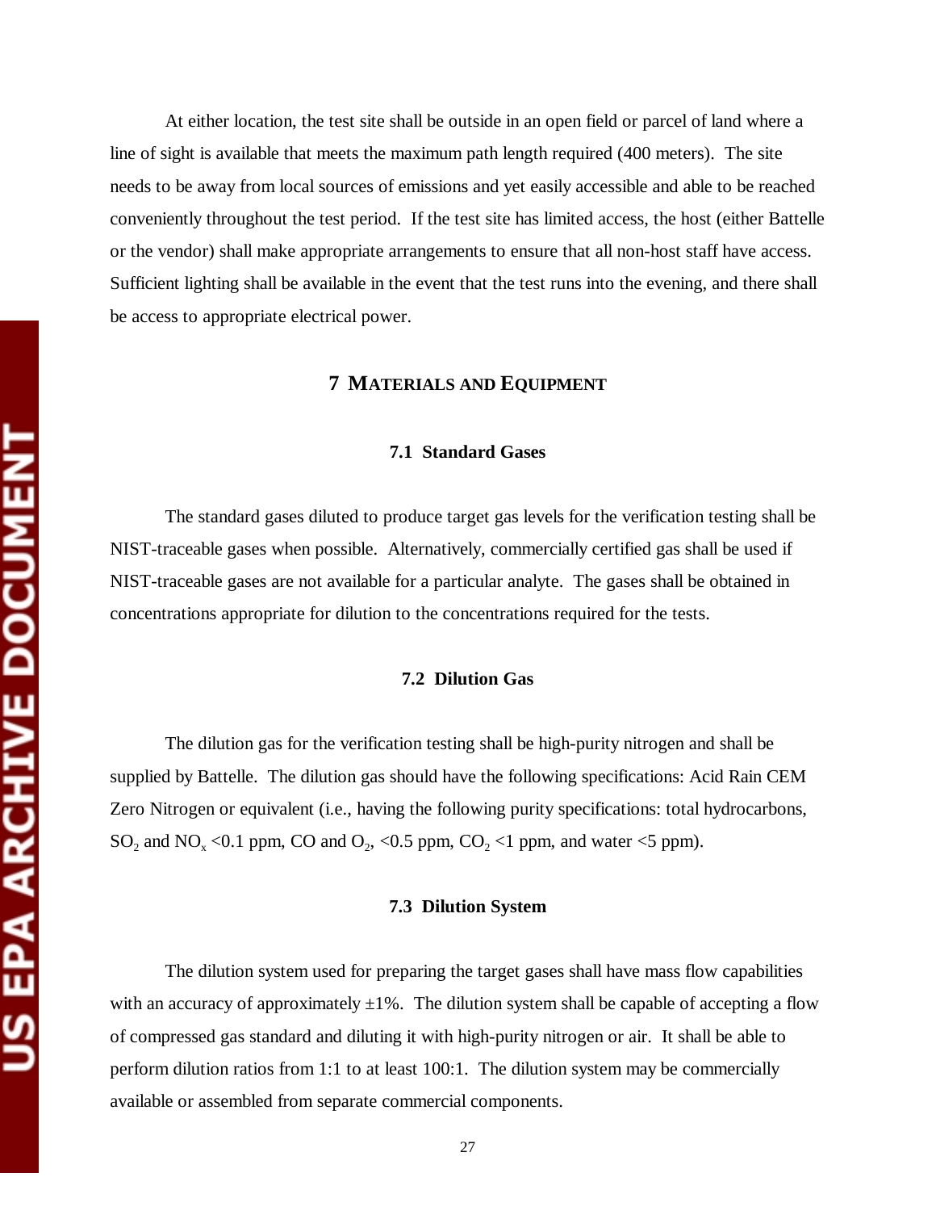At either location, the test site shall be outside in an open field or parcel of land where a line of sight is available that meets the maximum path length required (400 meters). The site needs to be away from local sources of emissions and yet easily accessible and able to be reached conveniently throughout the test period. If the test site has limited access, the host (either Battelle or the vendor) shall make appropriate arrangements to ensure that all non-host staff have access. Sufficient lighting shall be available in the event that the test runs into the evening, and there shall be access to appropriate electrical power.

# 7 MATERIALS AND EQUIPMENT

## 7.1 Standard Gases

The standard gases diluted to produce target gas levels for the verification testing shall be NIST-traceable gases when possible. Alternatively, commercially certified gas shall be used if NIST-traceable gases are not available for a particular analyte. The gases shall be obtained in concentrations appropriate for dilution to the concentrations required for the tests.

## 7.2 Dilution Gas

The dilution gas for the verification testing shall be high-purity nitrogen and shall be supplied by Battelle. The dilution gas should have the following specifications: Acid Rain CEM Zero Nitrogen or equivalent (i.e., having the following purity specifications: total hydrocarbons, $SO_2$ and $NO_x$ <0.1 ppm, CO and $O_2$, <0.5 ppm, $CO_2$ <1 ppm, and water <5 ppm).

## 7.3 Dilution System

The dilution system used for preparing the target gases shall have mass flow capabilities with an accuracy of approximately ±1%. The dilution system shall be capable of accepting a flow of compressed gas standard and diluting it with high-purity nitrogen or air. It shall be able to perform dilution ratios from 1:1 to at least 100:1. The dilution system may be commercially available or assembled from separate commercial components.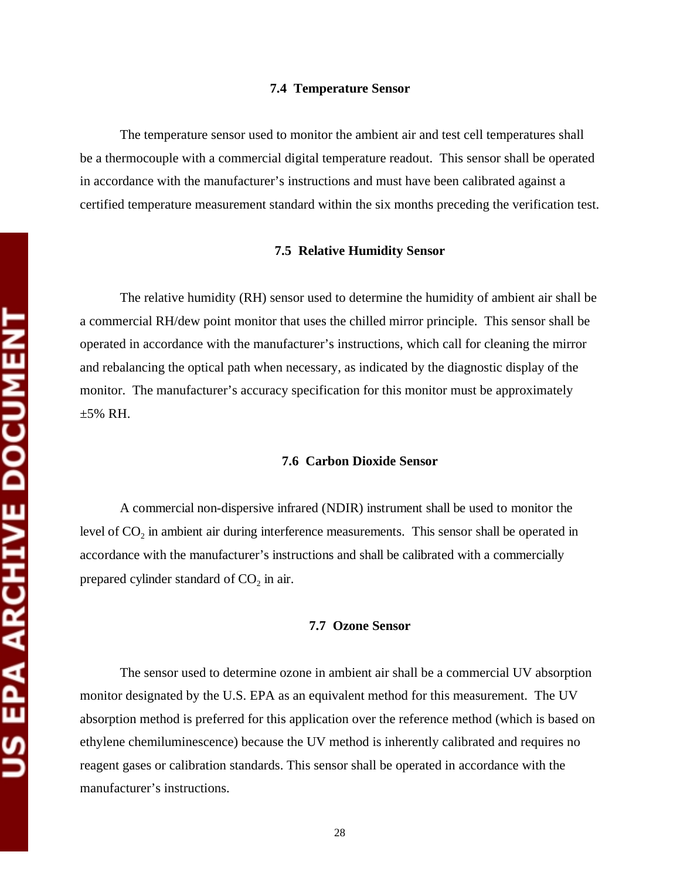### 7.4 Temperature Sensor

The temperature sensor used to monitor the ambient air and test cell temperatures shall be a thermocouple with a commercial digital temperature readout. This sensor shall be operated in accordance with the manufacturer's instructions and must have been calibrated against a certified temperature measurement standard within the six months preceding the verification test.

### 7.5 Relative Humidity Sensor

The relative humidity (RH) sensor used to determine the humidity of ambient air shall be a commercial RH/dew point monitor that uses the chilled mirror principle. This sensor shall be operated in accordance with the manufacturer's instructions, which call for cleaning the mirror and rebalancing the optical path when necessary, as indicated by the diagnostic display of the monitor. The manufacturer's accuracy specification for this monitor must be approximately ±5% RH.

### 7.6 Carbon Dioxide Sensor

A commercial non-dispersive infrared (NDIR) instrument shall be used to monitor the level of $CO_2$ in ambient air during interference measurements. This sensor shall be operated in accordance with the manufacturer's instructions and shall be calibrated with a commercially prepared cylinder standard of $CO_2$ in air.

### 7.7 Ozone Sensor

The sensor used to determine ozone in ambient air shall be a commercial UV absorption monitor designated by the U.S. EPA as an equivalent method for this measurement. The UV absorption method is preferred for this application over the reference method (which is based on ethylene chemiluminescence) because the UV method is inherently calibrated and requires no reagent gases or calibration standards. This sensor shall be operated in accordance with the manufacturer's instructions.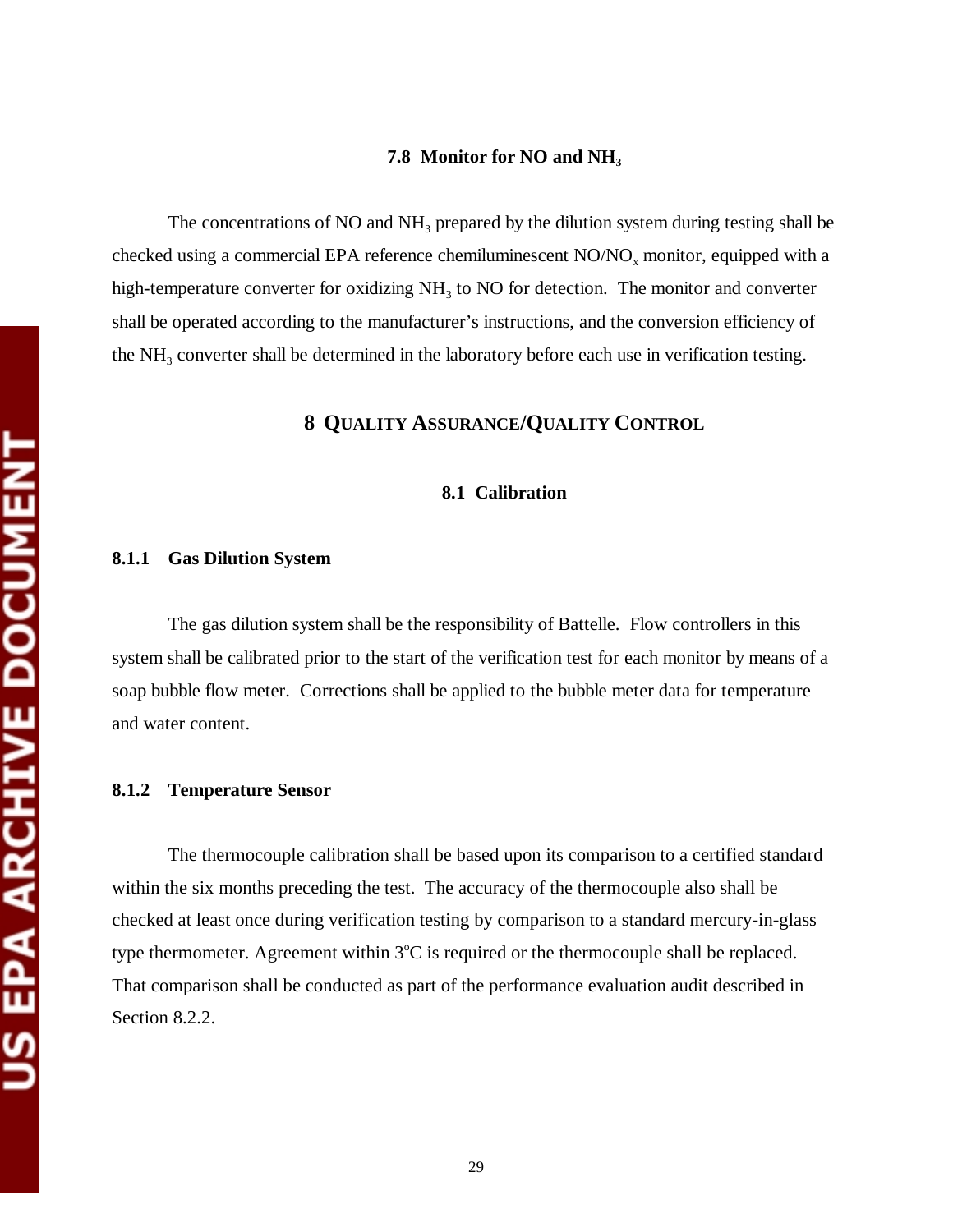### 7.8 Monitor for NO and $NH_3$

The concentrations of NO and $NH_3$ prepared by the dilution system during testing shall be checked using a commercial EPA reference chemiluminescent NO/$NO_x$ monitor, equipped with a high-temperature converter for oxidizing $NH_3$ to NO for detection. The monitor and converter shall be operated according to the manufacturer's instructions, and the conversion efficiency of the $NH_3$ converter shall be determined in the laboratory before each use in verification testing.

## 8 QUALITY ASSURANCE/QUALITY CONTROL

### 8.1 Calibration

#### 8.1.1 Gas Dilution System

The gas dilution system shall be the responsibility of Battelle. Flow controllers in this system shall be calibrated prior to the start of the verification test for each monitor by means of a soap bubble flow meter. Corrections shall be applied to the bubble meter data for temperature and water content.

#### 8.1.2 Temperature Sensor

The thermocouple calibration shall be based upon its comparison to a certified standard within the six months preceding the test. The accuracy of the thermocouple also shall be checked at least once during verification testing by comparison to a standard mercury-in-glass type thermometer. Agreement within 3$^{o}$C is required or the thermocouple shall be replaced. That comparison shall be conducted as part of the performance evaluation audit described in Section 8.2.2.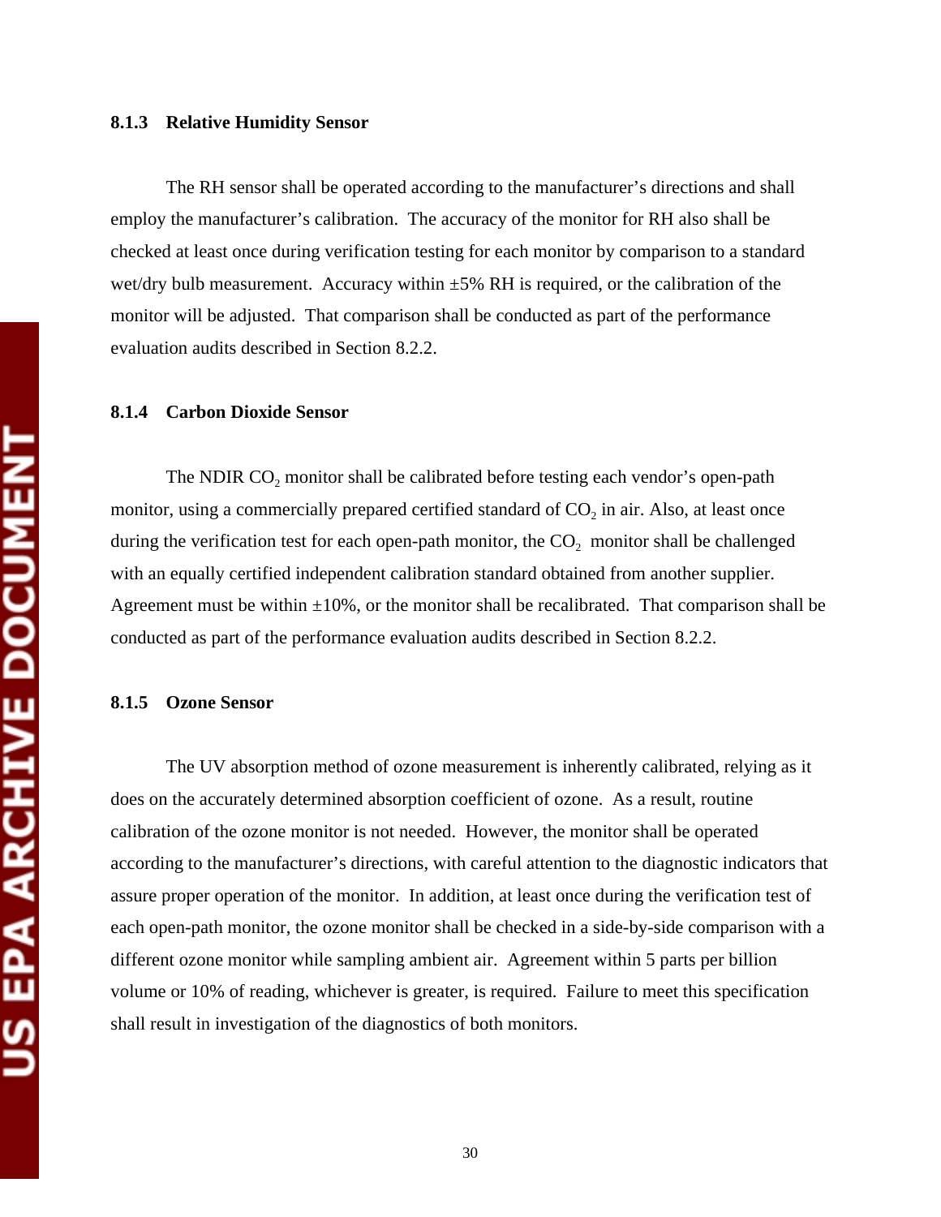### 8.1.3 Relative Humidity Sensor

The RH sensor shall be operated according to the manufacturer's directions and shall employ the manufacturer's calibration. The accuracy of the monitor for RH also shall be checked at least once during verification testing for each monitor by comparison to a standard wet/dry bulb measurement. Accuracy within ±5% RH is required, or the calibration of the monitor will be adjusted. That comparison shall be conducted as part of the performance evaluation audits described in Section 8.2.2.

### 8.1.4 Carbon Dioxide Sensor

The NDIR $CO_2$ monitor shall be calibrated before testing each vendor's open-path monitor, using a commercially prepared certified standard of $CO_2$ in air. Also, at least once during the verification test for each open-path monitor, the $CO_2$ monitor shall be challenged with an equally certified independent calibration standard obtained from another supplier. Agreement must be within ±10%, or the monitor shall be recalibrated. That comparison shall be conducted as part of the performance evaluation audits described in Section 8.2.2.

### 8.1.5 Ozone Sensor

The UV absorption method of ozone measurement is inherently calibrated, relying as it does on the accurately determined absorption coefficient of ozone. As a result, routine calibration of the ozone monitor is not needed. However, the monitor shall be operated according to the manufacturer's directions, with careful attention to the diagnostic indicators that assure proper operation of the monitor. In addition, at least once during the verification test of each open-path monitor, the ozone monitor shall be checked in a side-by-side comparison with a different ozone monitor while sampling ambient air. Agreement within 5 parts per billion volume or 10% of reading, whichever is greater, is required. Failure to meet this specification shall result in investigation of the diagnostics of both monitors.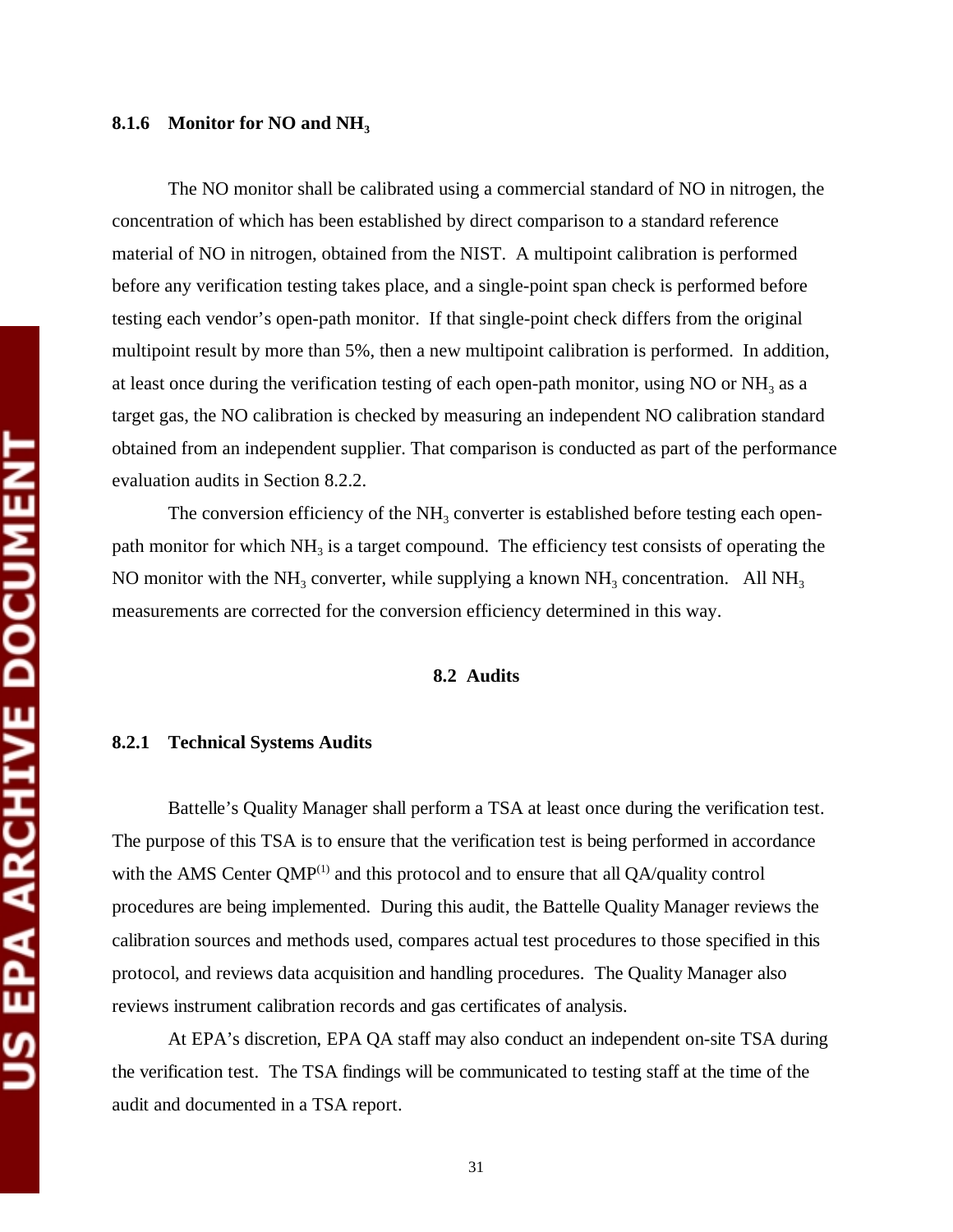### 8.1.6 Monitor for NO and $NH_3$

The NO monitor shall be calibrated using a commercial standard of NO in nitrogen, the concentration of which has been established by direct comparison to a standard reference material of NO in nitrogen, obtained from the NIST. A multipoint calibration is performed before any verification testing takes place, and a single-point span check is performed before testing each vendor's open-path monitor. If that single-point check differs from the original multipoint result by more than 5%, then a new multipoint calibration is performed. In addition, at least once during the verification testing of each open-path monitor, using NO or $NH_3$ as a target gas, the NO calibration is checked by measuring an independent NO calibration standard obtained from an independent supplier. That comparison is conducted as part of the performance evaluation audits in Section 8.2.2.

The conversion efficiency of the $NH_3$ converter is established before testing each open-path monitor for which $NH_3$ is a target compound. The efficiency test consists of operating the NO monitor with the $NH_3$ converter, while supplying a known $NH_3$ concentration. All $NH_3$ measurements are corrected for the conversion efficiency determined in this way.

## 8.2 Audits

### 8.2.1 Technical Systems Audits

Battelle's Quality Manager shall perform a TSA at least once during the verification test. The purpose of this TSA is to ensure that the verification test is being performed in accordance with the AMS Center QMP[1] and this protocol and to ensure that all QA/quality control procedures are being implemented. During this audit, the Battelle Quality Manager reviews the calibration sources and methods used, compares actual test procedures to those specified in this protocol, and reviews data acquisition and handling procedures. The Quality Manager also reviews instrument calibration records and gas certificates of analysis.

At EPA's discretion, EPA QA staff may also conduct an independent on-site TSA during the verification test. The TSA findings will be communicated to testing staff at the time of the audit and documented in a TSA report.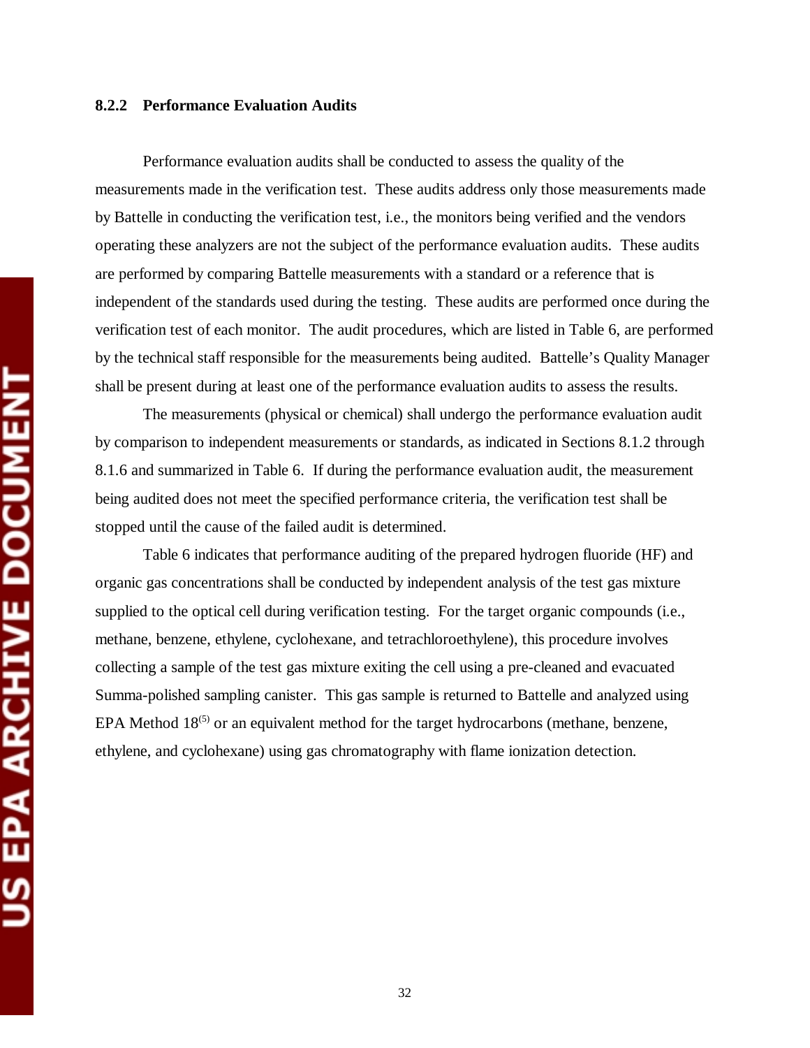### 8.2.2 Performance Evaluation Audits

Performance evaluation audits shall be conducted to assess the quality of the measurements made in the verification test. These audits address only those measurements made by Battelle in conducting the verification test, i.e., the monitors being verified and the vendors operating these analyzers are not the subject of the performance evaluation audits. These audits are performed by comparing Battelle measurements with a standard or a reference that is independent of the standards used during the testing. These audits are performed once during the verification test of each monitor. The audit procedures, which are listed in Table 6, are performed by the technical staff responsible for the measurements being audited. Battelle's Quality Manager shall be present during at least one of the performance evaluation audits to assess the results.

The measurements (physical or chemical) shall undergo the performance evaluation audit by comparison to independent measurements or standards, as indicated in Sections 8.1.2 through 8.1.6 and summarized in Table 6. If during the performance evaluation audit, the measurement being audited does not meet the specified performance criteria, the verification test shall be stopped until the cause of the failed audit is determined.

Table 6 indicates that performance auditing of the prepared hydrogen fluoride (HF) and organic gas concentrations shall be conducted by independent analysis of the test gas mixture supplied to the optical cell during verification testing. For the target organic compounds (i.e., methane, benzene, ethylene, cyclohexane, and tetrachloroethylene), this procedure involves collecting a sample of the test gas mixture exiting the cell using a pre-cleaned and evacuated Summa-polished sampling canister. This gas sample is returned to Battelle and analyzed using EPA Method 18[5] or an equivalent method for the target hydrocarbons (methane, benzene, ethylene, and cyclohexane) using gas chromatography with flame ionization detection.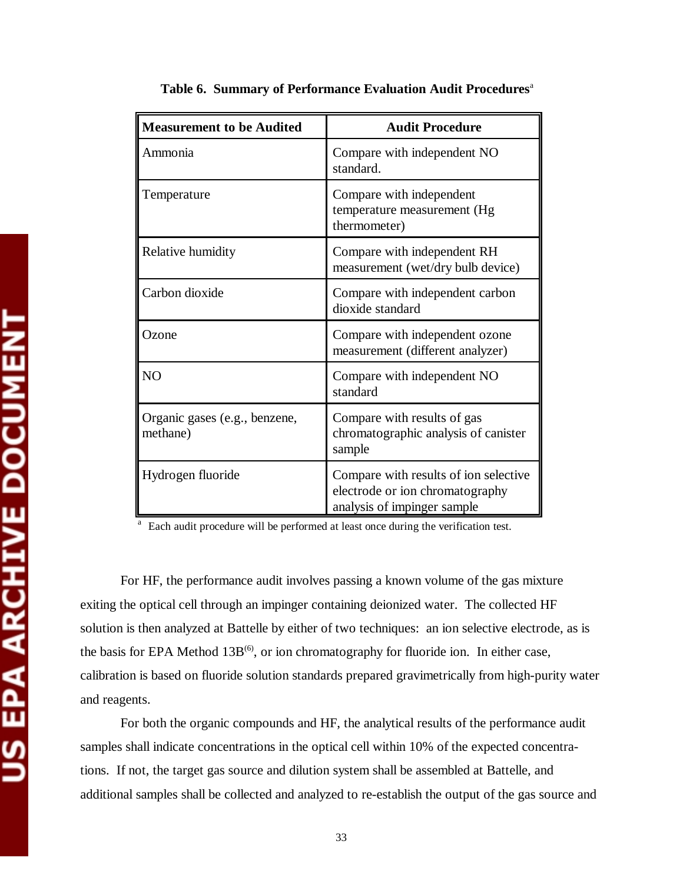**Table 6. Summary of Performance Evaluation Audit Procedures**[a]

| Measurement to be Audited | Audit Procedure |
|---|---|
| Ammonia | Compare with independent NO standard. |
| Temperature | Compare with independent temperature measurement (Hg thermometer) |
| Relative humidity | Compare with independent RH measurement (wet/dry bulb device) |
| Carbon dioxide | Compare with independent carbon dioxide standard |
| Ozone | Compare with independent ozone measurement (different analyzer) |
| NO | Compare with independent NO standard |
| Organic gases (e.g., benzene, methane) | Compare with results of gas chromatographic analysis of canister sample |
| Hydrogen fluoride | Compare with results of ion selective electrode or ion chromatography analysis of impinger sample |

[a] Each audit procedure will be performed at least once during the verification test.

For HF, the performance audit involves passing a known volume of the gas mixture exiting the optical cell through an impinger containing deionized water. The collected HF solution is then analyzed at Battelle by either of two techniques: an ion selective electrode, as is the basis for EPA Method 13B[6], or ion chromatography for fluoride ion. In either case, calibration is based on fluoride solution standards prepared gravimetrically from high-purity water and reagents.

For both the organic compounds and HF, the analytical results of the performance audit samples shall indicate concentrations in the optical cell within 10% of the expected concentrations. If not, the target gas source and dilution system shall be assembled at Battelle, and additional samples shall be collected and analyzed to re-establish the output of the gas source and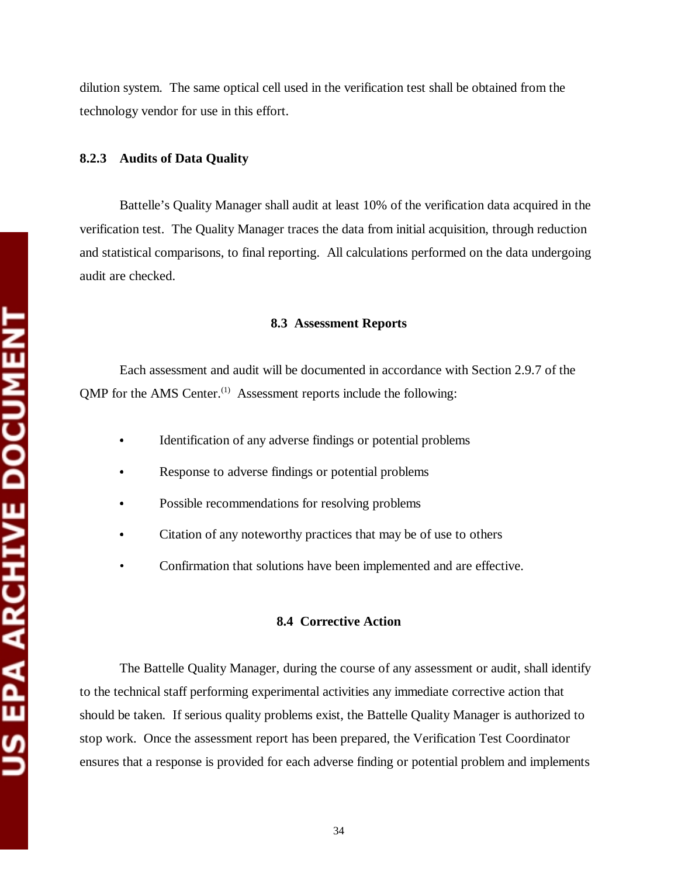dilution system. The same optical cell used in the verification test shall be obtained from the technology vendor for use in this effort.

### 8.2.3 Audits of Data Quality

Battelle's Quality Manager shall audit at least 10% of the verification data acquired in the verification test. The Quality Manager traces the data from initial acquisition, through reduction and statistical comparisons, to final reporting. All calculations performed on the data undergoing audit are checked.

## 8.3 Assessment Reports

Each assessment and audit will be documented in accordance with Section 2.9.7 of the QMP for the AMS Center.(1) Assessment reports include the following:

- Identification of any adverse findings or potential problems
- Response to adverse findings or potential problems
- Possible recommendations for resolving problems
- Citation of any noteworthy practices that may be of use to others
- Confirmation that solutions have been implemented and are effective.

## 8.4 Corrective Action

The Battelle Quality Manager, during the course of any assessment or audit, shall identify to the technical staff performing experimental activities any immediate corrective action that should be taken. If serious quality problems exist, the Battelle Quality Manager is authorized to stop work. Once the assessment report has been prepared, the Verification Test Coordinator ensures that a response is provided for each adverse finding or potential problem and implements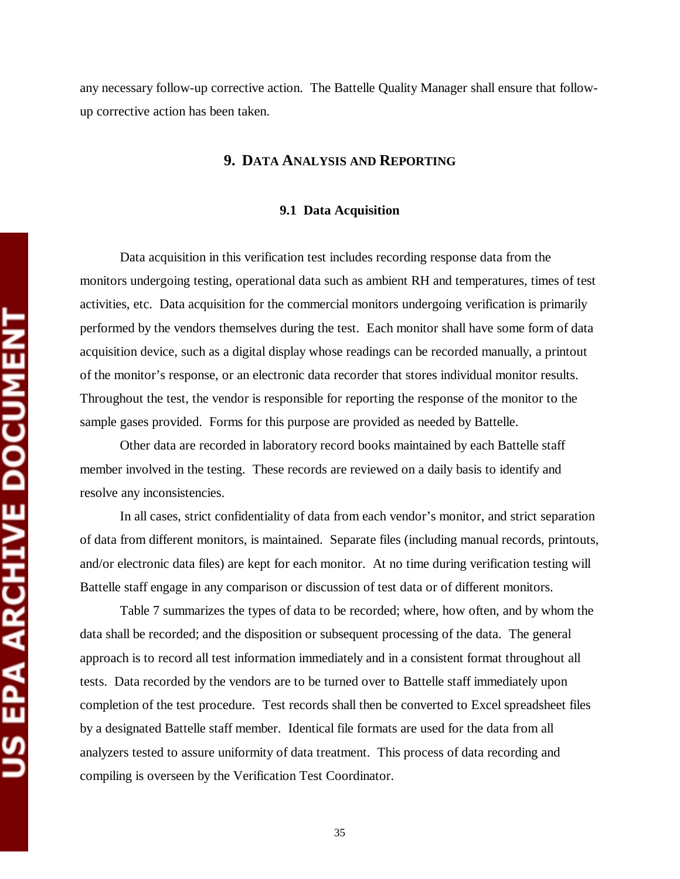any necessary follow-up corrective action. The Battelle Quality Manager shall ensure that follow-up corrective action has been taken.

# 9. Data Analysis and Reporting

## 9.1 Data Acquisition

Data acquisition in this verification test includes recording response data from the monitors undergoing testing, operational data such as ambient RH and temperatures, times of test activities, etc. Data acquisition for the commercial monitors undergoing verification is primarily performed by the vendors themselves during the test. Each monitor shall have some form of data acquisition device, such as a digital display whose readings can be recorded manually, a printout of the monitor's response, or an electronic data recorder that stores individual monitor results. Throughout the test, the vendor is responsible for reporting the response of the monitor to the sample gases provided. Forms for this purpose are provided as needed by Battelle.

Other data are recorded in laboratory record books maintained by each Battelle staff member involved in the testing. These records are reviewed on a daily basis to identify and resolve any inconsistencies.

In all cases, strict confidentiality of data from each vendor's monitor, and strict separation of data from different monitors, is maintained. Separate files (including manual records, printouts, and/or electronic data files) are kept for each monitor. At no time during verification testing will Battelle staff engage in any comparison or discussion of test data or of different monitors.

Table 7 summarizes the types of data to be recorded; where, how often, and by whom the data shall be recorded; and the disposition or subsequent processing of the data. The general approach is to record all test information immediately and in a consistent format throughout all tests. Data recorded by the vendors are to be turned over to Battelle staff immediately upon completion of the test procedure. Test records shall then be converted to Excel spreadsheet files by a designated Battelle staff member. Identical file formats are used for the data from all analyzers tested to assure uniformity of data treatment. This process of data recording and compiling is overseen by the Verification Test Coordinator.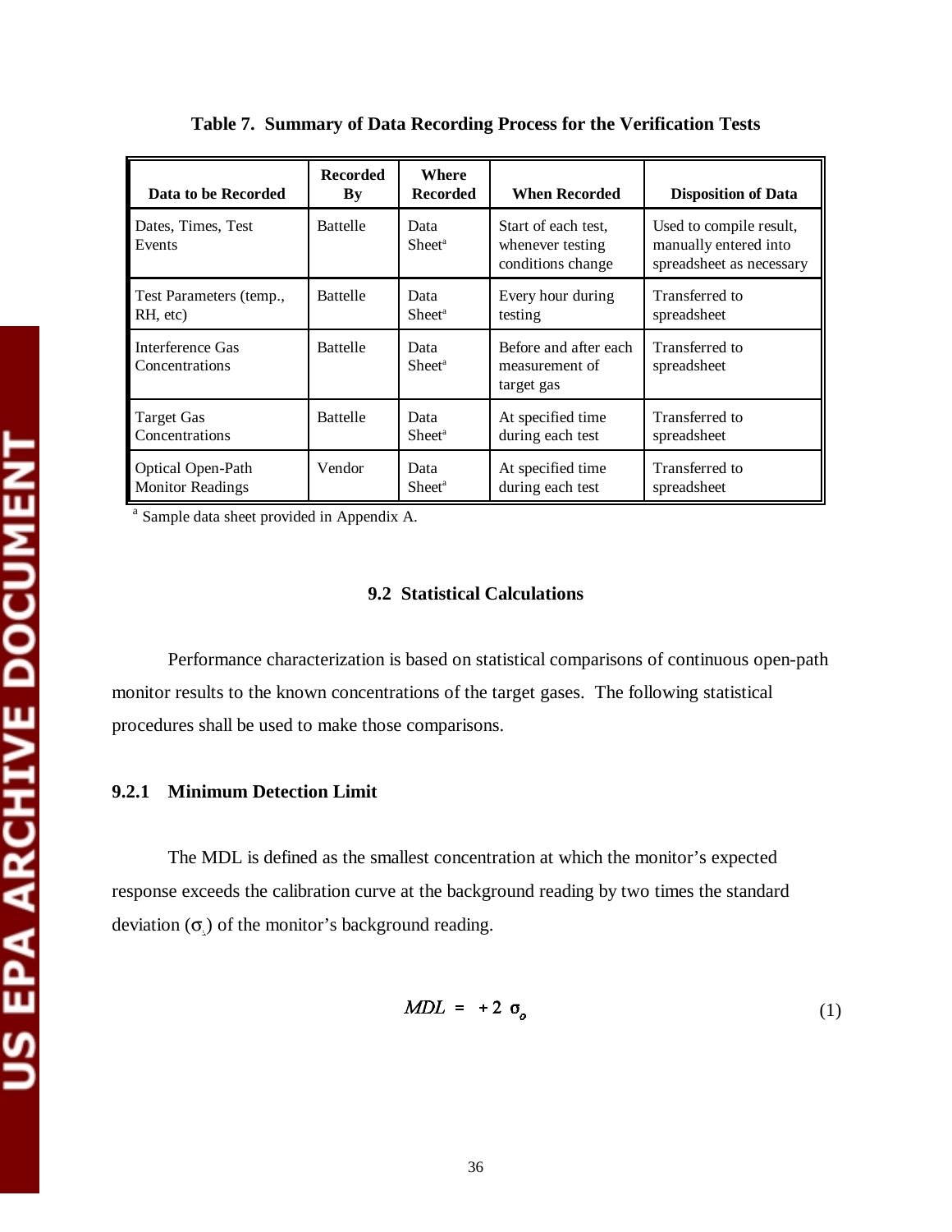**Table 7. Summary of Data Recording Process for the Verification Tests**

| Data to be Recorded | Recorded By | Where Recorded | When Recorded | Disposition of Data |
|---|---|---|---|---|
| Dates, Times, Test Events | Battelle | Data Sheet[a] | Start of each test, whenever testing conditions change | Used to compile result, manually entered into spreadsheet as necessary |
| Test Parameters (temp., RH, etc) | Battelle | Data Sheet[a] | Every hour during testing | Transferred to spreadsheet |
| Interference Gas Concentrations | Battelle | Data Sheet[a] | Before and after each measurement of target gas | Transferred to spreadsheet |
| Target Gas Concentrations | Battelle | Data Sheet[a] | At specified time during each test | Transferred to spreadsheet |
| Optical Open-Path Monitor Readings | Vendor | Data Sheet[a] | At specified time during each test | Transferred to spreadsheet |

[a] Sample data sheet provided in Appendix A.

## 9.2 Statistical Calculations

Performance characterization is based on statistical comparisons of continuous open-path monitor results to the known concentrations of the target gases. The following statistical procedures shall be used to make those comparisons.

### 9.2.1 Minimum Detection Limit

The MDL is defined as the smallest concentration at which the monitor's expected response exceeds the calibration curve at the background reading by two times the standard deviation ($\sigma_o$) of the monitor's background reading.

$$MDL = \ + 2\ \sigma_o \tag{1}$$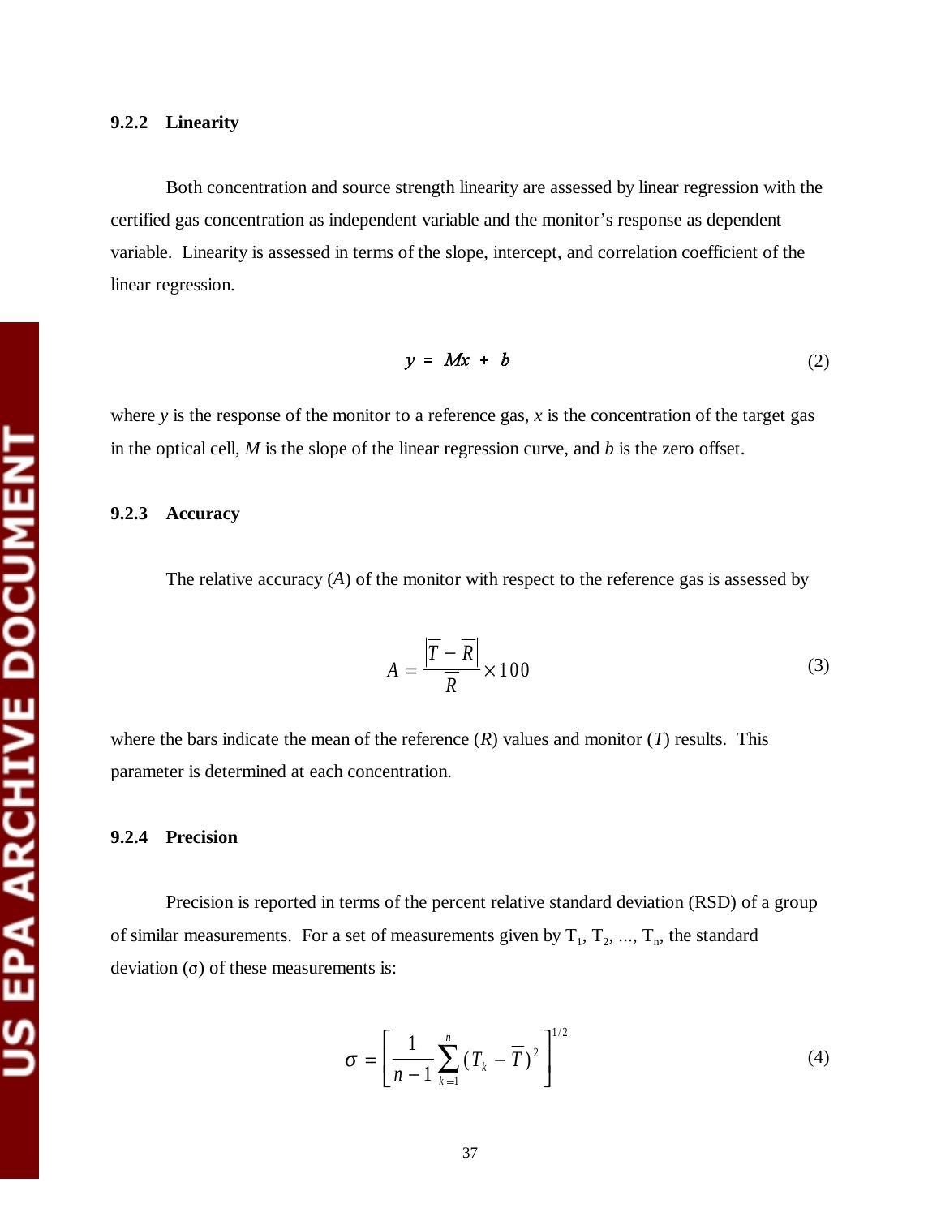### 9.2.2 Linearity

Both concentration and source strength linearity are assessed by linear regression with the certified gas concentration as independent variable and the monitor's response as dependent variable. Linearity is assessed in terms of the slope, intercept, and correlation coefficient of the linear regression.

$$y = Mx + b \tag{2}$$

where $y$ is the response of the monitor to a reference gas, $x$ is the concentration of the target gas in the optical cell, $M$ is the slope of the linear regression curve, and $b$ is the zero offset.

### 9.2.3 Accuracy

The relative accuracy ($A$) of the monitor with respect to the reference gas is assessed by

$$A = \frac{\left|\overline{T} - \overline{R}\right|}{\overline{R}} \times 100 \tag{3}$$

where the bars indicate the mean of the reference ($R$) values and monitor ($T$) results. This parameter is determined at each concentration.

### 9.2.4 Precision

Precision is reported in terms of the percent relative standard deviation (RSD) of a group of similar measurements. For a set of measurements given by $T_1$, $T_2$, ..., $T_n$, the standard deviation ($\sigma$) of these measurements is:

$$\sigma = \left[ \frac{1}{n-1} \sum_{k=1}^{n} (T_k - \overline{T})^2 \right]^{1/2} \tag{4}$$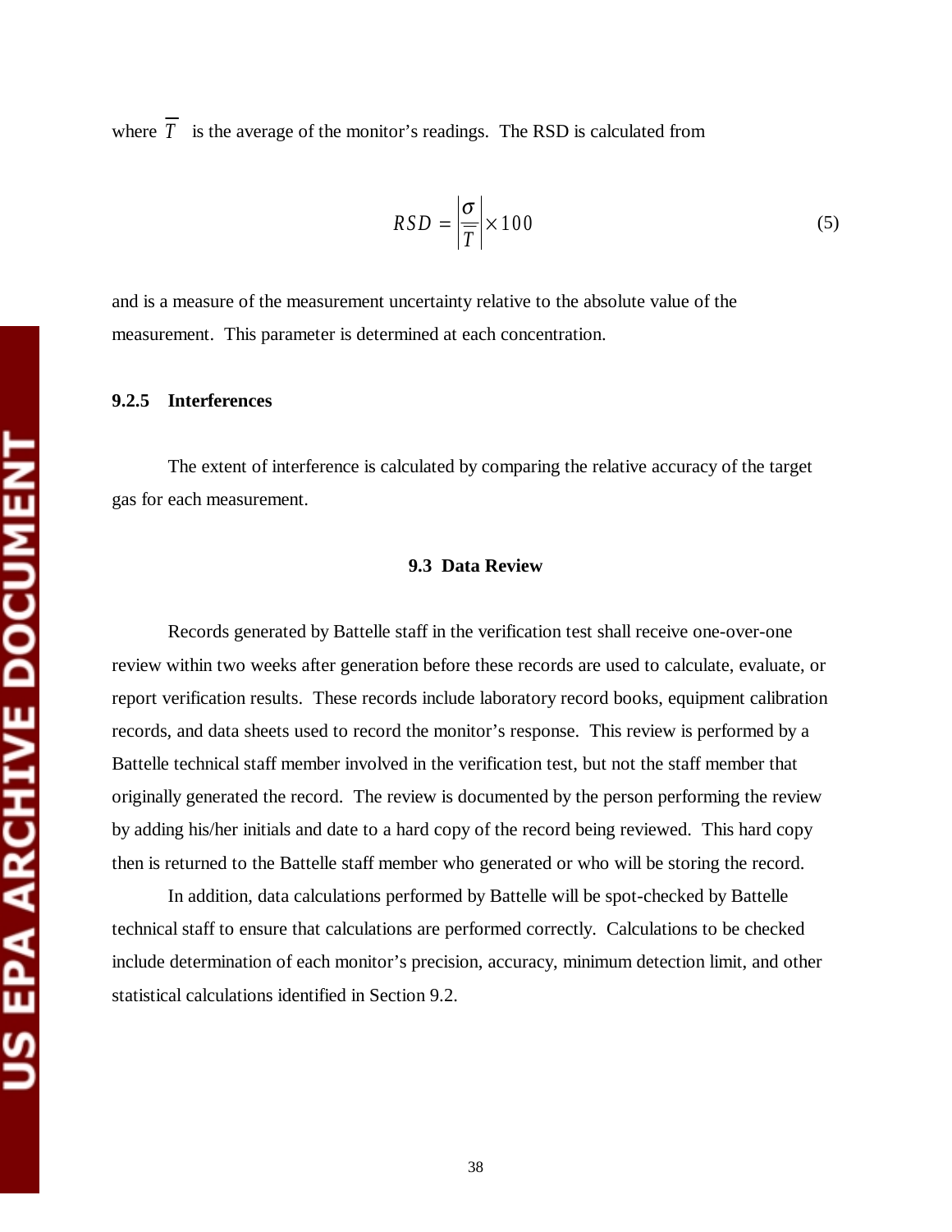where $\overline{T}$ is the average of the monitor's readings. The RSD is calculated from

$$RSD = \left| \frac{\sigma}{\overline{T}} \right| \times 100 \tag{5}$$

and is a measure of the measurement uncertainty relative to the absolute value of the measurement. This parameter is determined at each concentration.

#### 9.2.5 Interferences

The extent of interference is calculated by comparing the relative accuracy of the target gas for each measurement.

### 9.3 Data Review

Records generated by Battelle staff in the verification test shall receive one-over-one review within two weeks after generation before these records are used to calculate, evaluate, or report verification results. These records include laboratory record books, equipment calibration records, and data sheets used to record the monitor's response. This review is performed by a Battelle technical staff member involved in the verification test, but not the staff member that originally generated the record. The review is documented by the person performing the review by adding his/her initials and date to a hard copy of the record being reviewed. This hard copy then is returned to the Battelle staff member who generated or who will be storing the record.

In addition, data calculations performed by Battelle will be spot-checked by Battelle technical staff to ensure that calculations are performed correctly. Calculations to be checked include determination of each monitor's precision, accuracy, minimum detection limit, and other statistical calculations identified in Section 9.2.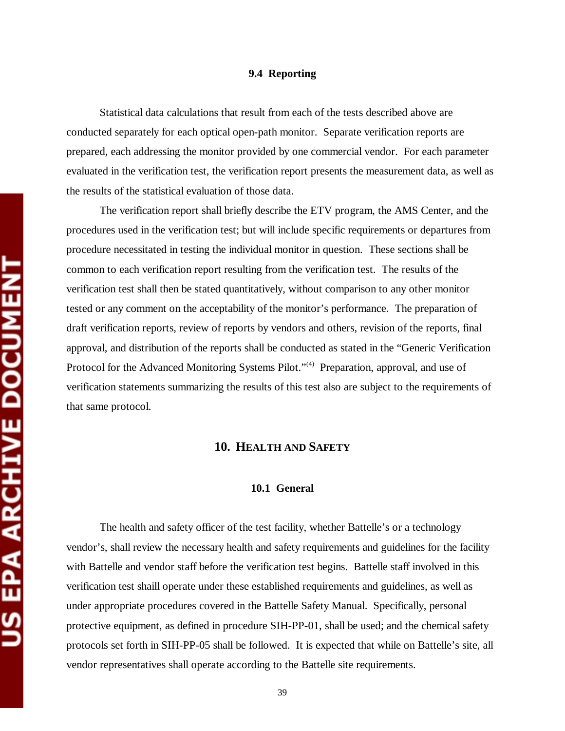### 9.4 Reporting

Statistical data calculations that result from each of the tests described above are conducted separately for each optical open-path monitor. Separate verification reports are prepared, each addressing the monitor provided by one commercial vendor. For each parameter evaluated in the verification test, the verification report presents the measurement data, as well as the results of the statistical evaluation of those data.

The verification report shall briefly describe the ETV program, the AMS Center, and the procedures used in the verification test; but will include specific requirements or departures from procedure necessitated in testing the individual monitor in question. These sections shall be common to each verification report resulting from the verification test. The results of the verification test shall then be stated quantitatively, without comparison to any other monitor tested or any comment on the acceptability of the monitor's performance. The preparation of draft verification reports, review of reports by vendors and others, revision of the reports, final approval, and distribution of the reports shall be conducted as stated in the "Generic Verification Protocol for the Advanced Monitoring Systems Pilot."[4] Preparation, approval, and use of verification statements summarizing the results of this test also are subject to the requirements of that same protocol.

## 10. Health and Safety

### 10.1 General

The health and safety officer of the test facility, whether Battelle's or a technology vendor's, shall review the necessary health and safety requirements and guidelines for the facility with Battelle and vendor staff before the verification test begins. Battelle staff involved in this verification test shaill operate under these established requirements and guidelines, as well as under appropriate procedures covered in the Battelle Safety Manual. Specifically, personal protective equipment, as defined in procedure SIH-PP-01, shall be used; and the chemical safety protocols set forth in SIH-PP-05 shall be followed. It is expected that while on Battelle's site, all vendor representatives shall operate according to the Battelle site requirements.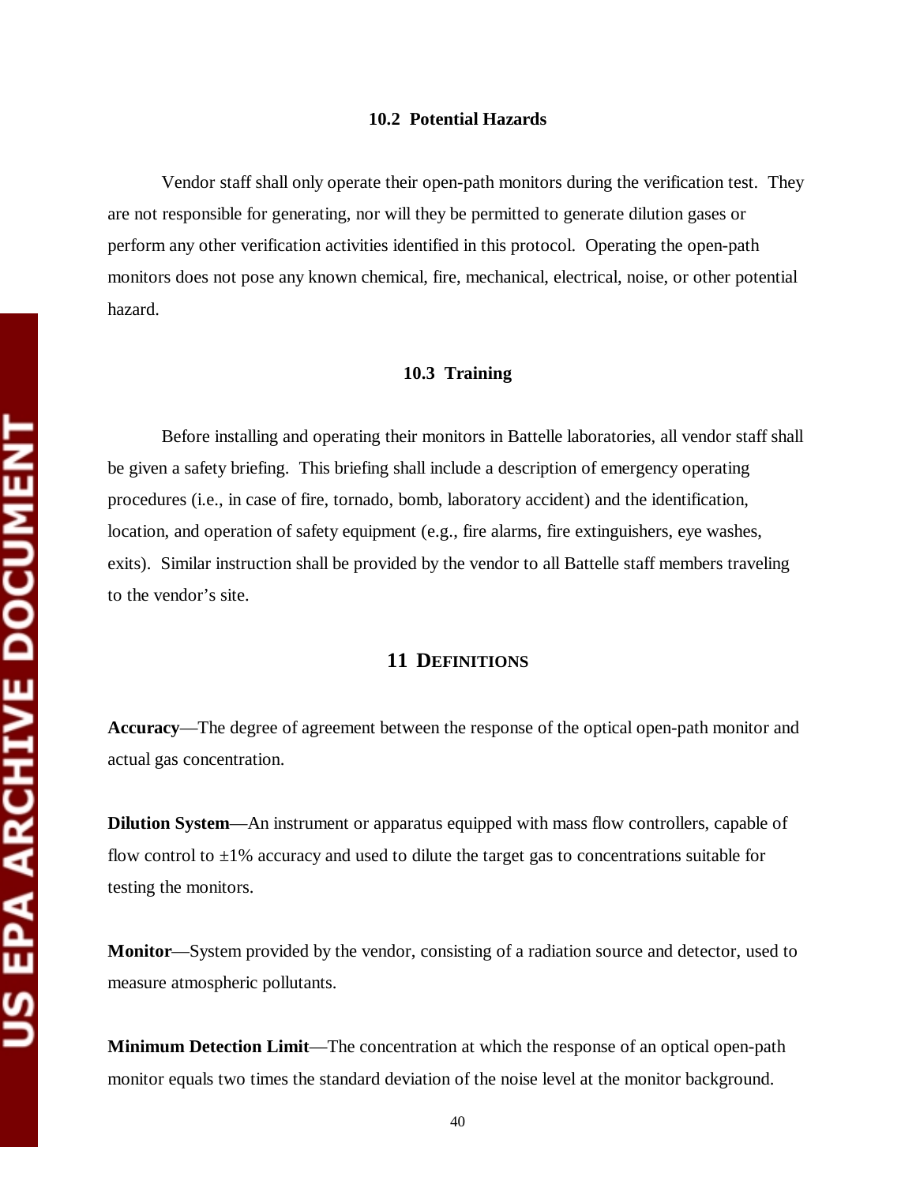### 10.2 Potential Hazards

Vendor staff shall only operate their open-path monitors during the verification test. They are not responsible for generating, nor will they be permitted to generate dilution gases or perform any other verification activities identified in this protocol. Operating the open-path monitors does not pose any known chemical, fire, mechanical, electrical, noise, or other potential hazard.

### 10.3 Training

Before installing and operating their monitors in Battelle laboratories, all vendor staff shall be given a safety briefing. This briefing shall include a description of emergency operating procedures (i.e., in case of fire, tornado, bomb, laboratory accident) and the identification, location, and operation of safety equipment (e.g., fire alarms, fire extinguishers, eye washes, exits). Similar instruction shall be provided by the vendor to all Battelle staff members traveling to the vendor's site.

## 11 DEFINITIONS

**Accuracy**—The degree of agreement between the response of the optical open-path monitor and actual gas concentration.

**Dilution System**—An instrument or apparatus equipped with mass flow controllers, capable of flow control to ±1% accuracy and used to dilute the target gas to concentrations suitable for testing the monitors.

**Monitor**—System provided by the vendor, consisting of a radiation source and detector, used to measure atmospheric pollutants.

**Minimum Detection Limit**—The concentration at which the response of an optical open-path monitor equals two times the standard deviation of the noise level at the monitor background.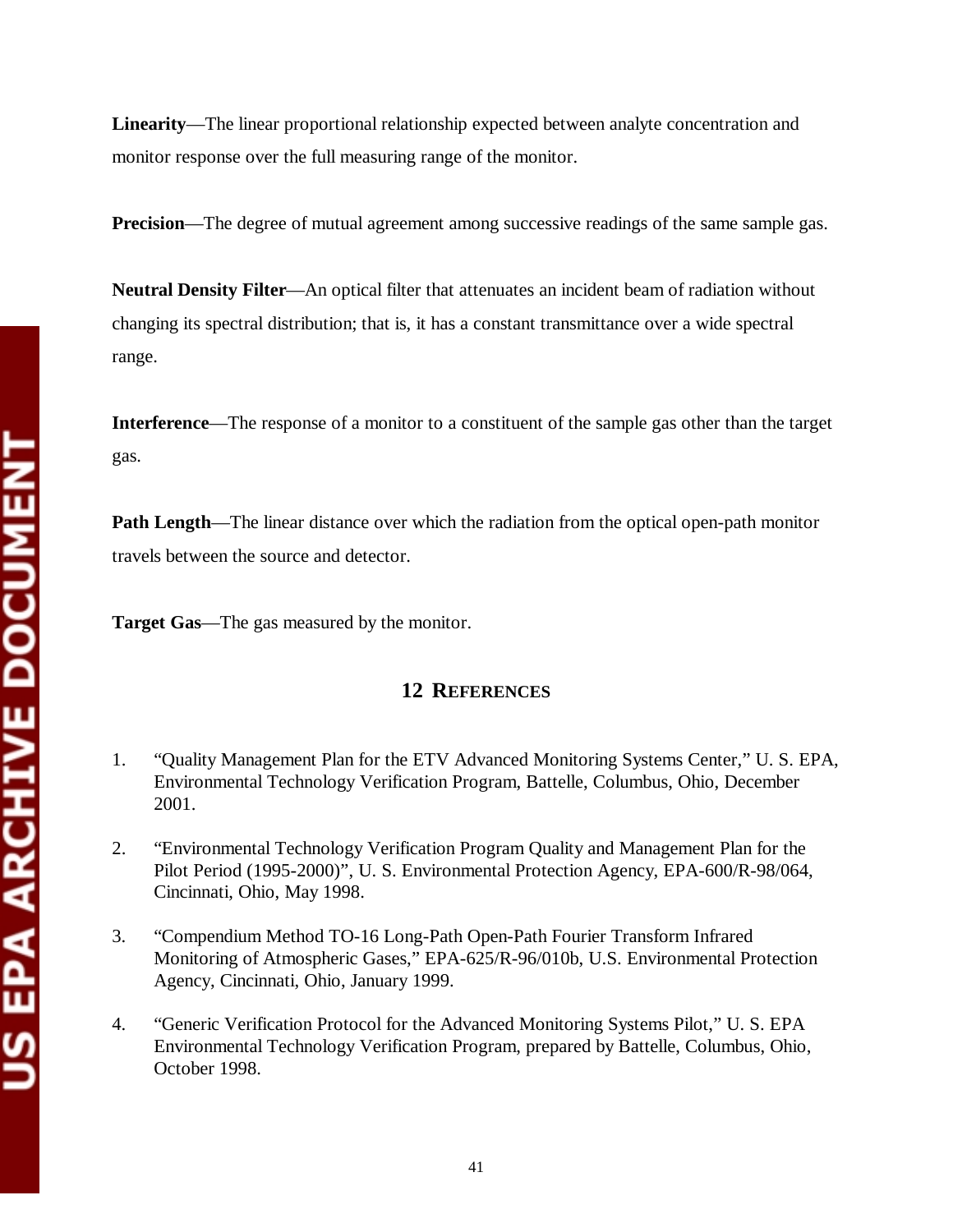**Linearity**—The linear proportional relationship expected between analyte concentration and monitor response over the full measuring range of the monitor.

**Precision**—The degree of mutual agreement among successive readings of the same sample gas.

**Neutral Density Filter**—An optical filter that attenuates an incident beam of radiation without changing its spectral distribution; that is, it has a constant transmittance over a wide spectral range.

**Interference**—The response of a monitor to a constituent of the sample gas other than the target gas.

**Path Length**—The linear distance over which the radiation from the optical open-path monitor travels between the source and detector.

**Target Gas**—The gas measured by the monitor.

## 12 REFERENCES

1. "Quality Management Plan for the ETV Advanced Monitoring Systems Center," U. S. EPA, Environmental Technology Verification Program, Battelle, Columbus, Ohio, December 2001.

2. "Environmental Technology Verification Program Quality and Management Plan for the Pilot Period (1995-2000)", U. S. Environmental Protection Agency, EPA-600/R-98/064, Cincinnati, Ohio, May 1998.

3. "Compendium Method TO-16 Long-Path Open-Path Fourier Transform Infrared Monitoring of Atmospheric Gases," EPA-625/R-96/010b, U.S. Environmental Protection Agency, Cincinnati, Ohio, January 1999.

4. "Generic Verification Protocol for the Advanced Monitoring Systems Pilot," U. S. EPA Environmental Technology Verification Program, prepared by Battelle, Columbus, Ohio, October 1998.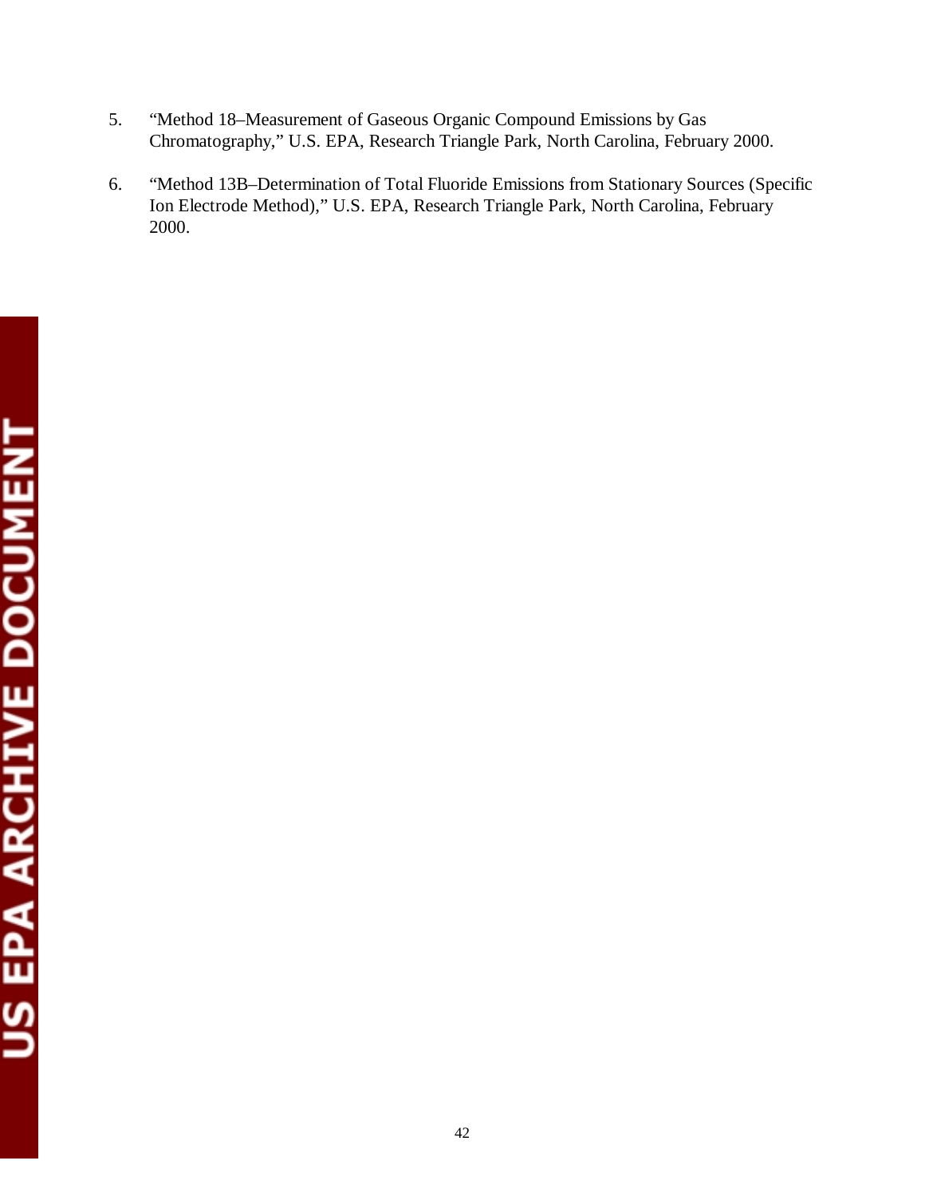5. "Method 18–Measurement of Gaseous Organic Compound Emissions by Gas Chromatography," U.S. EPA, Research Triangle Park, North Carolina, February 2000.

6. "Method 13B–Determination of Total Fluoride Emissions from Stationary Sources (Specific Ion Electrode Method)," U.S. EPA, Research Triangle Park, North Carolina, February 2000.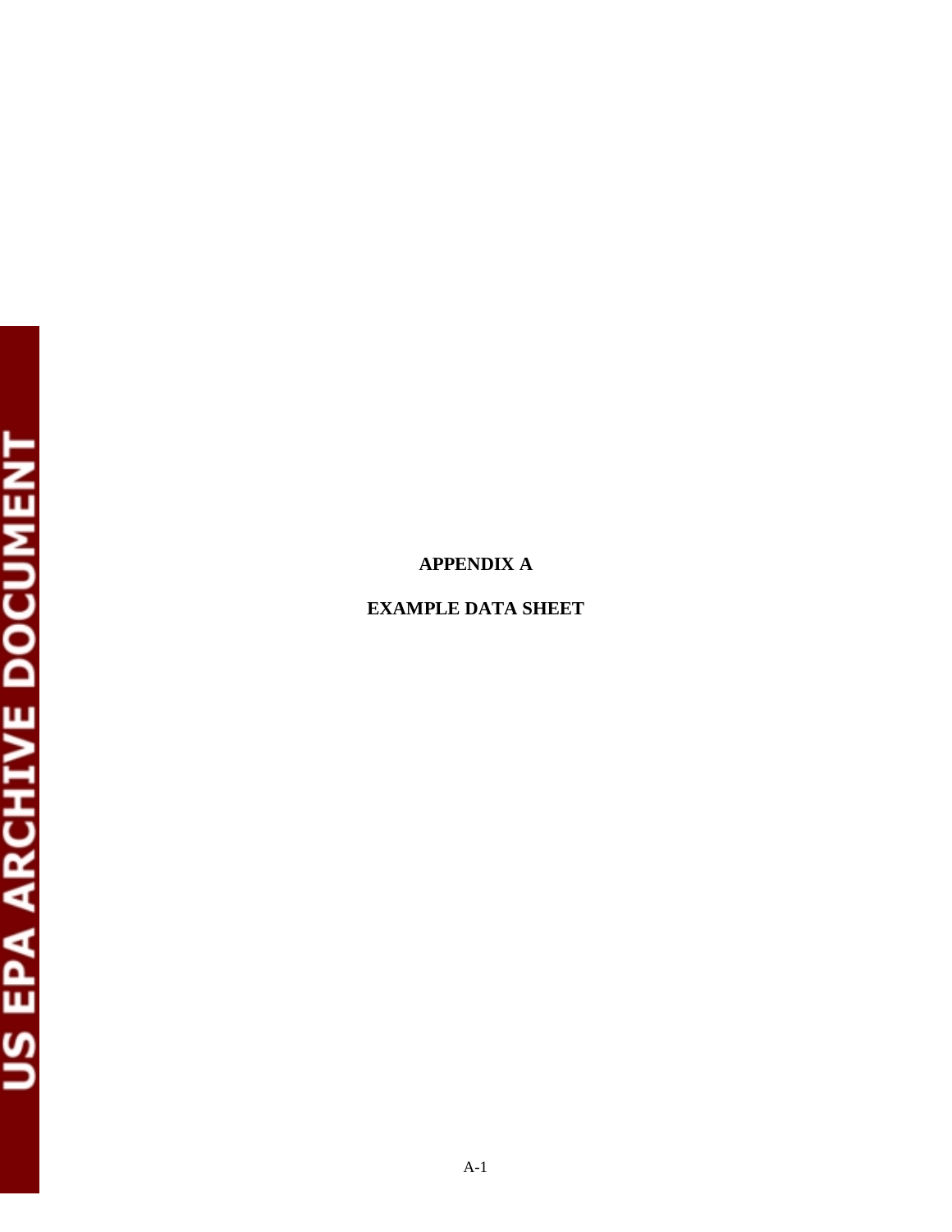# APPENDIX A

## EXAMPLE DATA SHEET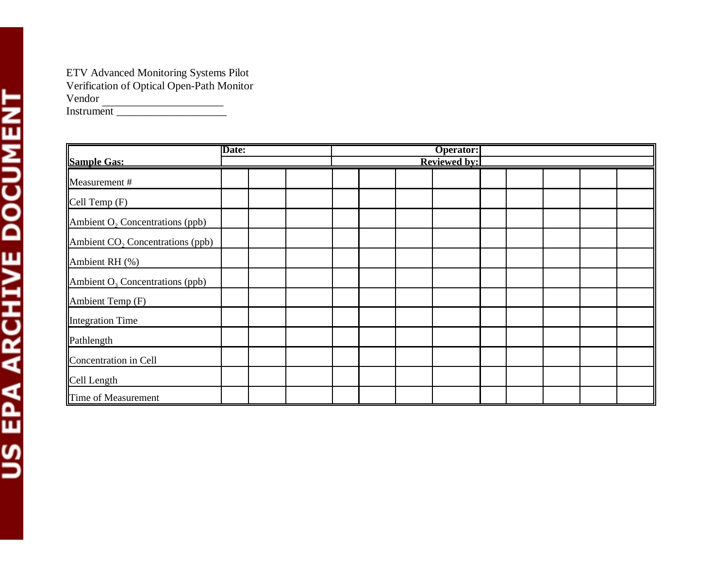ETV Advanced Monitoring Systems Pilot
Verification of Optical Open-Path Monitor
Vendor ____________________
Instrument ____________________

| Sample Gas: | Date: | | | Operator: | | | | | | | | |
|---|---|---|---|---|---|---|---|---|---|---|---|---|
| | | | | Reviewed by: | | | | | | | | |
| Measurement # | | | | | | | | | | | | |
| Cell Temp (F) | | | | | | | | | | | | |
| Ambient $O_2$ Concentrations (ppb) | | | | | | | | | | | | |
| Ambient $CO_2$ Concentrations (ppb) | | | | | | | | | | | | |
| Ambient RH (%) | | | | | | | | | | | | |
| Ambient $O_3$ Concentrations (ppb) | | | | | | | | | | | | |
| Ambient Temp (F) | | | | | | | | | | | | |
| Integration Time | | | | | | | | | | | | |
| Pathlength | | | | | | | | | | | | |
| Concentration in Cell | | | | | | | | | | | | |
| Cell Length | | | | | | | | | | | | |
| Time of Measurement | | | | | | | | | | | | |